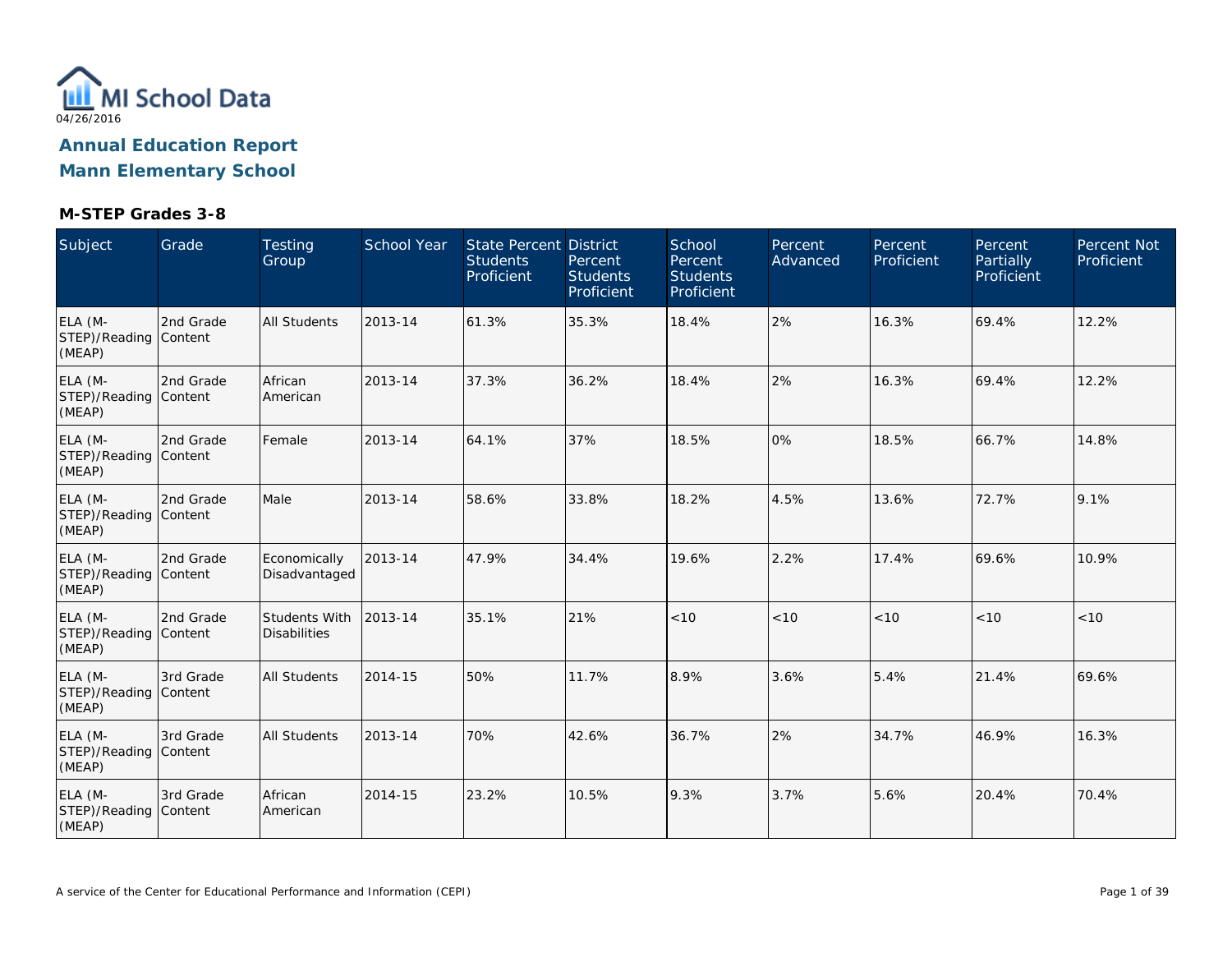MI School Data

04/26/2016

## Annual Education Report
## Mann Elementary School

### M-STEP Grades 3-8

| Subject | Grade | Testing Group | School Year | State Percent Students Proficient | District Percent Students Proficient | School Percent Students Proficient | Percent Advanced | Percent Proficient | Percent Partially Proficient | Percent Not Proficient |
|---|---|---|---|---|---|---|---|---|---|---|
| ELA (M-STEP)/Reading (MEAP) | 2nd Grade Content | All Students | 2013-14 | 61.3% | 35.3% | 18.4% | 2% | 16.3% | 69.4% | 12.2% |
| ELA (M-STEP)/Reading (MEAP) | 2nd Grade Content | African American | 2013-14 | 37.3% | 36.2% | 18.4% | 2% | 16.3% | 69.4% | 12.2% |
| ELA (M-STEP)/Reading (MEAP) | 2nd Grade Content | Female | 2013-14 | 64.1% | 37% | 18.5% | 0% | 18.5% | 66.7% | 14.8% |
| ELA (M-STEP)/Reading (MEAP) | 2nd Grade Content | Male | 2013-14 | 58.6% | 33.8% | 18.2% | 4.5% | 13.6% | 72.7% | 9.1% |
| ELA (M-STEP)/Reading (MEAP) | 2nd Grade Content | Economically Disadvantaged | 2013-14 | 47.9% | 34.4% | 19.6% | 2.2% | 17.4% | 69.6% | 10.9% |
| ELA (M-STEP)/Reading (MEAP) | 2nd Grade Content | Students With Disabilities | 2013-14 | 35.1% | 21% | <10 | <10 | <10 | <10 | <10 |
| ELA (M-STEP)/Reading (MEAP) | 3rd Grade Content | All Students | 2014-15 | 50% | 11.7% | 8.9% | 3.6% | 5.4% | 21.4% | 69.6% |
| ELA (M-STEP)/Reading (MEAP) | 3rd Grade Content | All Students | 2013-14 | 70% | 42.6% | 36.7% | 2% | 34.7% | 46.9% | 16.3% |
| ELA (M-STEP)/Reading (MEAP) | 3rd Grade Content | African American | 2014-15 | 23.2% | 10.5% | 9.3% | 3.7% | 5.6% | 20.4% | 70.4% |

A service of the Center for Educational Performance and Information (CEPI)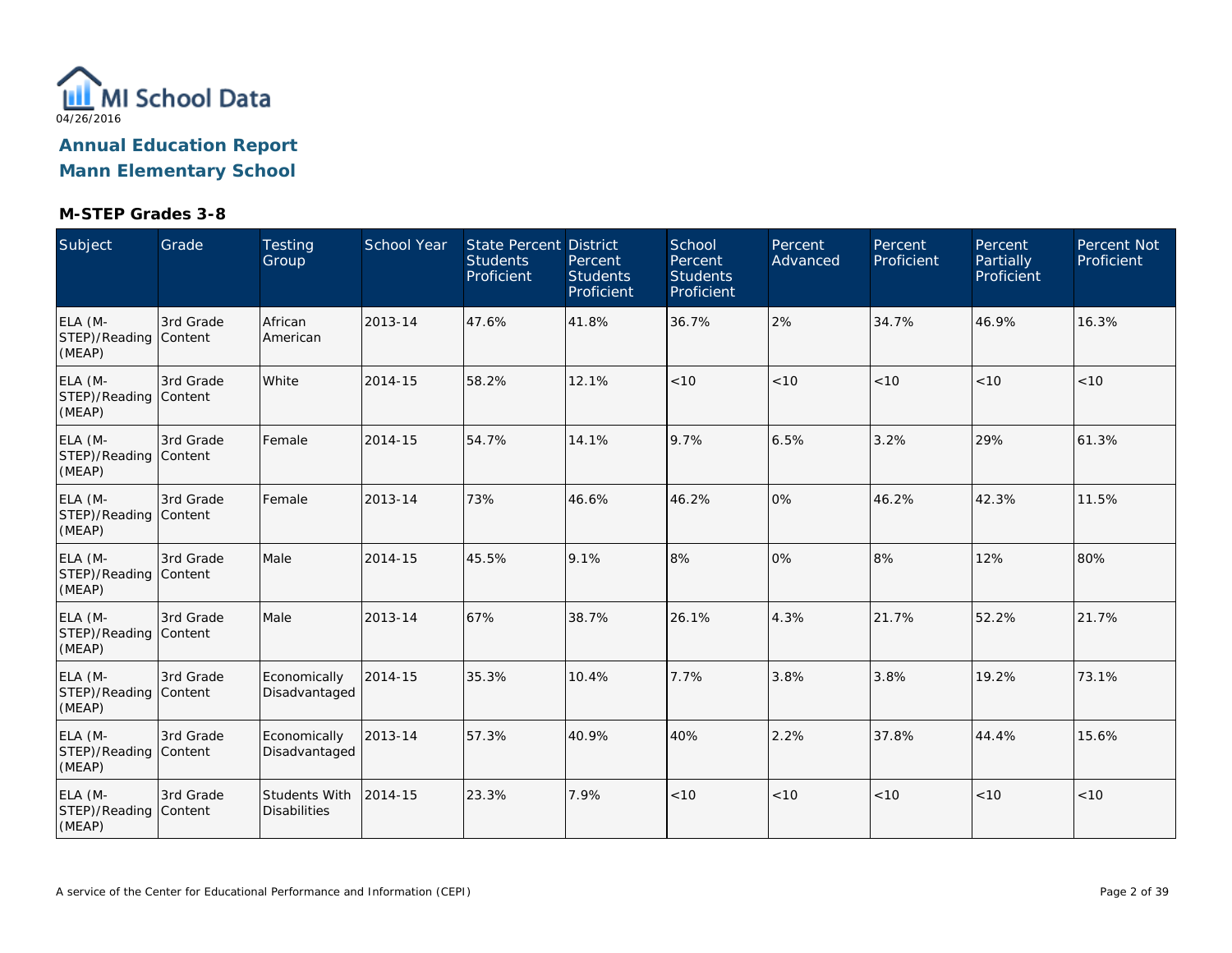MI School Data
04/26/2016

**Annual Education Report**
**Mann Elementary School**

### M-STEP Grades 3-8

| Subject | Grade | Testing Group | School Year | State Percent Students Proficient | District Percent Students Proficient | School Percent Students Proficient | Percent Advanced | Percent Proficient | Percent Partially Proficient | Percent Not Proficient |
|---|---|---|---|---|---|---|---|---|---|---|
| ELA (M-STEP)/Reading (MEAP) | 3rd Grade Content | African American | 2013-14 | 47.6% | 41.8% | 36.7% | 2% | 34.7% | 46.9% | 16.3% |
| ELA (M-STEP)/Reading (MEAP) | 3rd Grade Content | White | 2014-15 | 58.2% | 12.1% | <10 | <10 | <10 | <10 | <10 |
| ELA (M-STEP)/Reading (MEAP) | 3rd Grade Content | Female | 2014-15 | 54.7% | 14.1% | 9.7% | 6.5% | 3.2% | 29% | 61.3% |
| ELA (M-STEP)/Reading (MEAP) | 3rd Grade Content | Female | 2013-14 | 73% | 46.6% | 46.2% | 0% | 46.2% | 42.3% | 11.5% |
| ELA (M-STEP)/Reading (MEAP) | 3rd Grade Content | Male | 2014-15 | 45.5% | 9.1% | 8% | 0% | 8% | 12% | 80% |
| ELA (M-STEP)/Reading (MEAP) | 3rd Grade Content | Male | 2013-14 | 67% | 38.7% | 26.1% | 4.3% | 21.7% | 52.2% | 21.7% |
| ELA (M-STEP)/Reading (MEAP) | 3rd Grade Content | Economically Disadvantaged | 2014-15 | 35.3% | 10.4% | 7.7% | 3.8% | 3.8% | 19.2% | 73.1% |
| ELA (M-STEP)/Reading (MEAP) | 3rd Grade Content | Economically Disadvantaged | 2013-14 | 57.3% | 40.9% | 40% | 2.2% | 37.8% | 44.4% | 15.6% |
| ELA (M-STEP)/Reading (MEAP) | 3rd Grade Content | Students With Disabilities | 2014-15 | 23.3% | 7.9% | <10 | <10 | <10 | <10 | <10 |

A service of the Center for Educational Performance and Information (CEPI)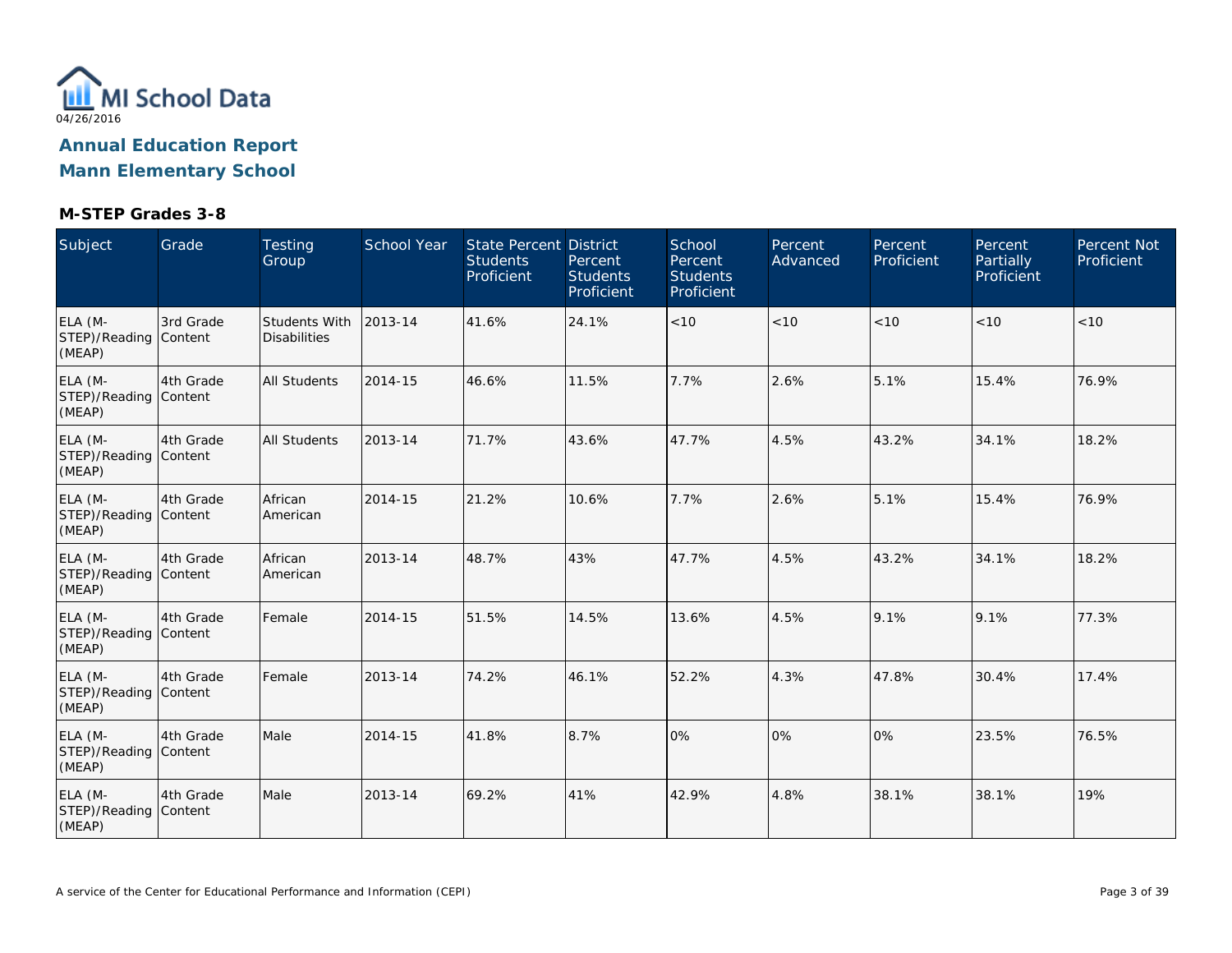MI School Data

04/26/2016

# Annual Education Report

# Mann Elementary School

### M-STEP Grades 3-8

| Subject | Grade | Testing Group | School Year | State Percent Students Proficient | District Percent Students Proficient | School Percent Students Proficient | Percent Advanced | Percent Proficient | Percent Partially Proficient | Percent Not Proficient |
|---|---|---|---|---|---|---|---|---|---|---|
| ELA (M-STEP)/Reading (MEAP) | 3rd Grade Content | Students With Disabilities | 2013-14 | 41.6% | 24.1% | <10 | <10 | <10 | <10 | <10 |
| ELA (M-STEP)/Reading (MEAP) | 4th Grade Content | All Students | 2014-15 | 46.6% | 11.5% | 7.7% | 2.6% | 5.1% | 15.4% | 76.9% |
| ELA (M-STEP)/Reading (MEAP) | 4th Grade Content | All Students | 2013-14 | 71.7% | 43.6% | 47.7% | 4.5% | 43.2% | 34.1% | 18.2% |
| ELA (M-STEP)/Reading (MEAP) | 4th Grade Content | African American | 2014-15 | 21.2% | 10.6% | 7.7% | 2.6% | 5.1% | 15.4% | 76.9% |
| ELA (M-STEP)/Reading (MEAP) | 4th Grade Content | African American | 2013-14 | 48.7% | 43% | 47.7% | 4.5% | 43.2% | 34.1% | 18.2% |
| ELA (M-STEP)/Reading (MEAP) | 4th Grade Content | Female | 2014-15 | 51.5% | 14.5% | 13.6% | 4.5% | 9.1% | 9.1% | 77.3% |
| ELA (M-STEP)/Reading (MEAP) | 4th Grade Content | Female | 2013-14 | 74.2% | 46.1% | 52.2% | 4.3% | 47.8% | 30.4% | 17.4% |
| ELA (M-STEP)/Reading (MEAP) | 4th Grade Content | Male | 2014-15 | 41.8% | 8.7% | 0% | 0% | 0% | 23.5% | 76.5% |
| ELA (M-STEP)/Reading (MEAP) | 4th Grade Content | Male | 2013-14 | 69.2% | 41% | 42.9% | 4.8% | 38.1% | 38.1% | 19% |

A service of the Center for Educational Performance and Information (CEPI)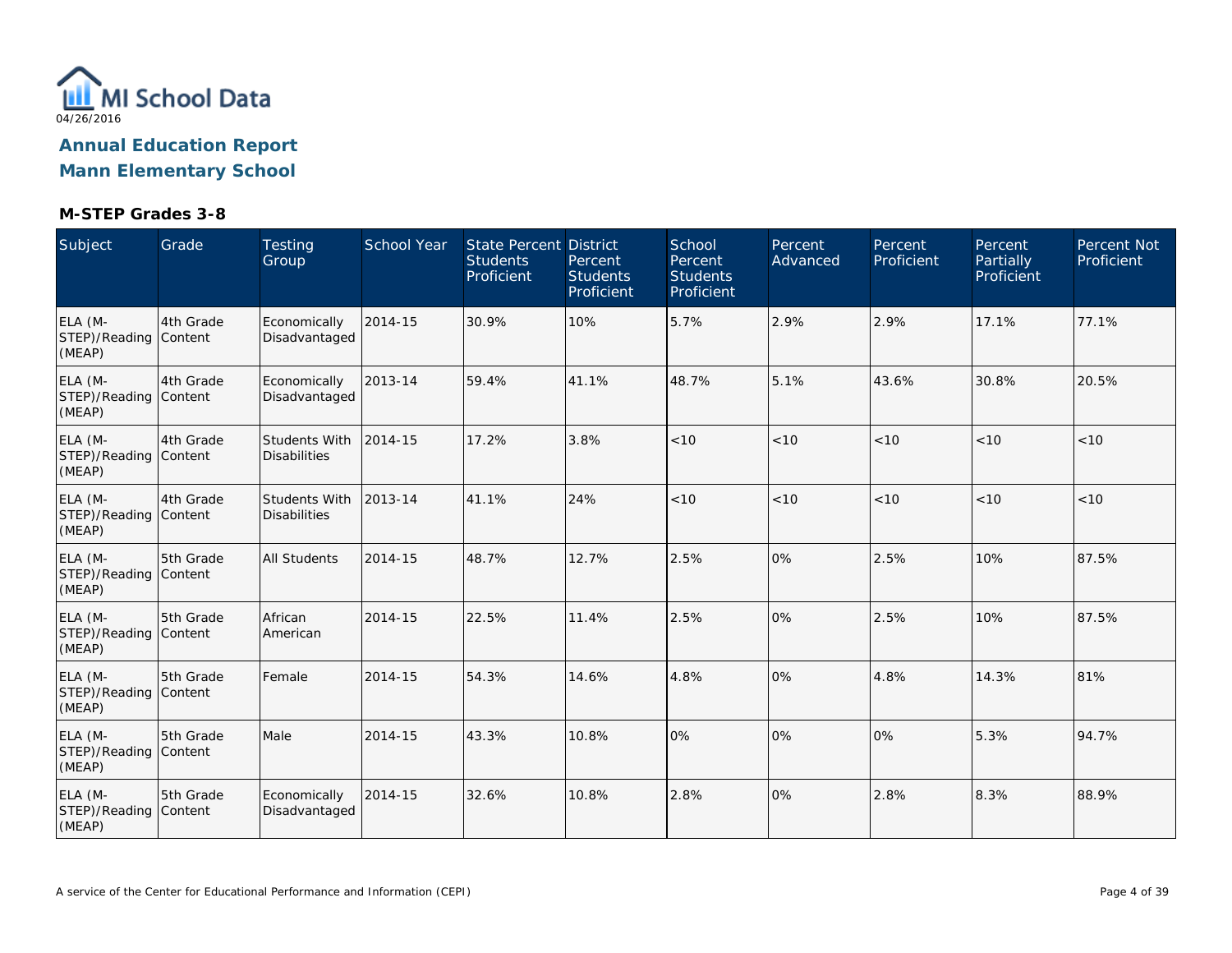MI School Data

04/26/2016

# Annual Education Report

# Mann Elementary School

### M-STEP Grades 3-8

| Subject | Grade | Testing Group | School Year | State Percent Students Proficient | District Percent Students Proficient | School Percent Students Proficient | Percent Advanced | Percent Proficient | Percent Partially Proficient | Percent Not Proficient |
|---|---|---|---|---|---|---|---|---|---|---|
| ELA (M-STEP)/Reading (MEAP) | 4th Grade Content | Economically Disadvantaged | 2014-15 | 30.9% | 10% | 5.7% | 2.9% | 2.9% | 17.1% | 77.1% |
| ELA (M-STEP)/Reading (MEAP) | 4th Grade Content | Economically Disadvantaged | 2013-14 | 59.4% | 41.1% | 48.7% | 5.1% | 43.6% | 30.8% | 20.5% |
| ELA (M-STEP)/Reading (MEAP) | 4th Grade Content | Students With Disabilities | 2014-15 | 17.2% | 3.8% | <10 | <10 | <10 | <10 | <10 |
| ELA (M-STEP)/Reading (MEAP) | 4th Grade Content | Students With Disabilities | 2013-14 | 41.1% | 24% | <10 | <10 | <10 | <10 | <10 |
| ELA (M-STEP)/Reading (MEAP) | 5th Grade Content | All Students | 2014-15 | 48.7% | 12.7% | 2.5% | 0% | 2.5% | 10% | 87.5% |
| ELA (M-STEP)/Reading (MEAP) | 5th Grade Content | African American | 2014-15 | 22.5% | 11.4% | 2.5% | 0% | 2.5% | 10% | 87.5% |
| ELA (M-STEP)/Reading (MEAP) | 5th Grade Content | Female | 2014-15 | 54.3% | 14.6% | 4.8% | 0% | 4.8% | 14.3% | 81% |
| ELA (M-STEP)/Reading (MEAP) | 5th Grade Content | Male | 2014-15 | 43.3% | 10.8% | 0% | 0% | 0% | 5.3% | 94.7% |
| ELA (M-STEP)/Reading (MEAP) | 5th Grade Content | Economically Disadvantaged | 2014-15 | 32.6% | 10.8% | 2.8% | 0% | 2.8% | 8.3% | 88.9% |

A service of the Center for Educational Performance and Information (CEPI)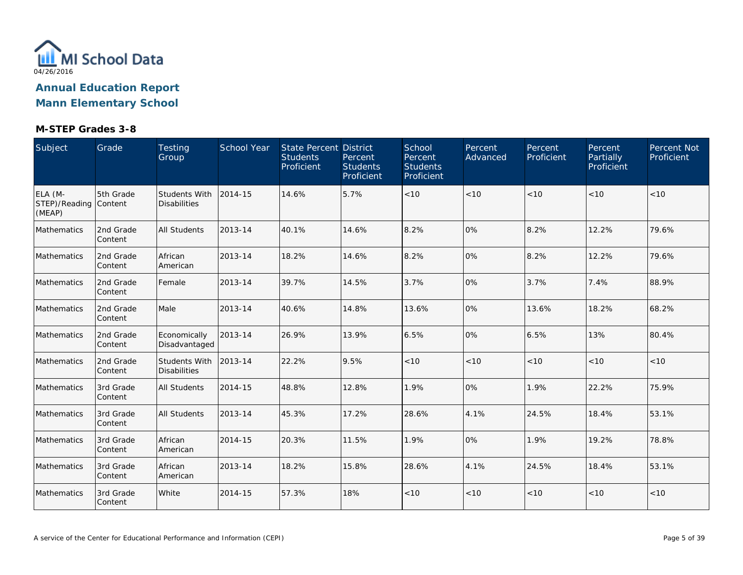MI School Data
04/26/2016

# Annual Education Report
# Mann Elementary School

### M-STEP Grades 3-8

| Subject | Grade | Testing Group | School Year | State Percent Students Proficient | District Percent Students Proficient | School Percent Students Proficient | Percent Advanced | Percent Proficient | Percent Partially Proficient | Percent Not Proficient |
|---|---|---|---|---|---|---|---|---|---|---|
| ELA (M-STEP)/Reading (MEAP) | 5th Grade Content | Students With Disabilities | 2014-15 | 14.6% | 5.7% | <10 | <10 | <10 | <10 | <10 |
| Mathematics | 2nd Grade Content | All Students | 2013-14 | 40.1% | 14.6% | 8.2% | 0% | 8.2% | 12.2% | 79.6% |
| Mathematics | 2nd Grade Content | African American | 2013-14 | 18.2% | 14.6% | 8.2% | 0% | 8.2% | 12.2% | 79.6% |
| Mathematics | 2nd Grade Content | Female | 2013-14 | 39.7% | 14.5% | 3.7% | 0% | 3.7% | 7.4% | 88.9% |
| Mathematics | 2nd Grade Content | Male | 2013-14 | 40.6% | 14.8% | 13.6% | 0% | 13.6% | 18.2% | 68.2% |
| Mathematics | 2nd Grade Content | Economically Disadvantaged | 2013-14 | 26.9% | 13.9% | 6.5% | 0% | 6.5% | 13% | 80.4% |
| Mathematics | 2nd Grade Content | Students With Disabilities | 2013-14 | 22.2% | 9.5% | <10 | <10 | <10 | <10 | <10 |
| Mathematics | 3rd Grade Content | All Students | 2014-15 | 48.8% | 12.8% | 1.9% | 0% | 1.9% | 22.2% | 75.9% |
| Mathematics | 3rd Grade Content | All Students | 2013-14 | 45.3% | 17.2% | 28.6% | 4.1% | 24.5% | 18.4% | 53.1% |
| Mathematics | 3rd Grade Content | African American | 2014-15 | 20.3% | 11.5% | 1.9% | 0% | 1.9% | 19.2% | 78.8% |
| Mathematics | 3rd Grade Content | African American | 2013-14 | 18.2% | 15.8% | 28.6% | 4.1% | 24.5% | 18.4% | 53.1% |
| Mathematics | 3rd Grade Content | White | 2014-15 | 57.3% | 18% | <10 | <10 | <10 | <10 | <10 |

A service of the Center for Educational Performance and Information (CEPI)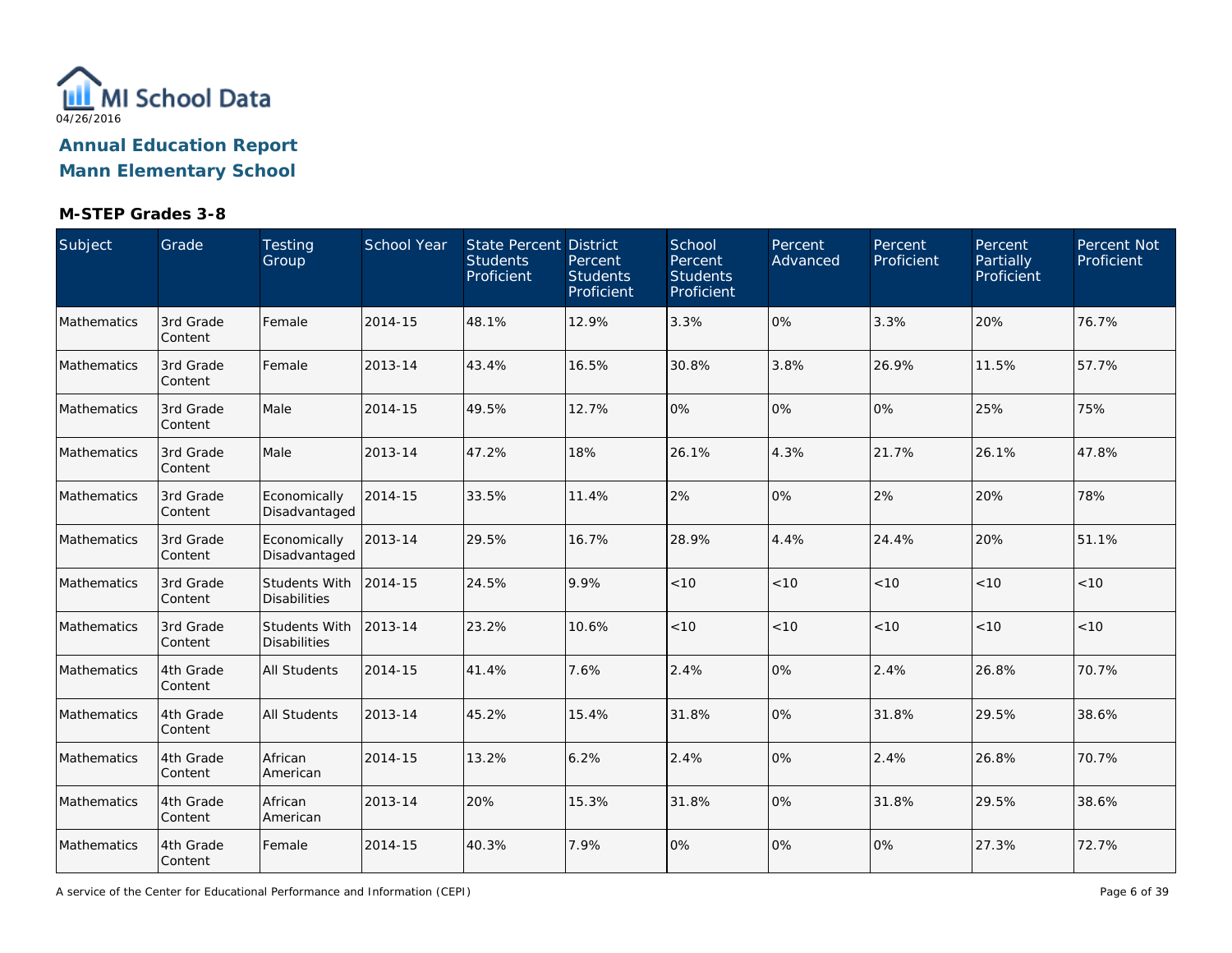MI School Data

04/26/2016

# Annual Education Report

# Mann Elementary School

### M-STEP Grades 3-8

| Subject | Grade | Testing Group | School Year | State Percent Students Proficient | District Percent Students Proficient | School Percent Students Proficient | Percent Advanced | Percent Proficient | Percent Partially Proficient | Percent Not Proficient |
|---|---|---|---|---|---|---|---|---|---|---|
| Mathematics | 3rd Grade Content | Female | 2014-15 | 48.1% | 12.9% | 3.3% | 0% | 3.3% | 20% | 76.7% |
| Mathematics | 3rd Grade Content | Female | 2013-14 | 43.4% | 16.5% | 30.8% | 3.8% | 26.9% | 11.5% | 57.7% |
| Mathematics | 3rd Grade Content | Male | 2014-15 | 49.5% | 12.7% | 0% | 0% | 0% | 25% | 75% |
| Mathematics | 3rd Grade Content | Male | 2013-14 | 47.2% | 18% | 26.1% | 4.3% | 21.7% | 26.1% | 47.8% |
| Mathematics | 3rd Grade Content | Economically Disadvantaged | 2014-15 | 33.5% | 11.4% | 2% | 0% | 2% | 20% | 78% |
| Mathematics | 3rd Grade Content | Economically Disadvantaged | 2013-14 | 29.5% | 16.7% | 28.9% | 4.4% | 24.4% | 20% | 51.1% |
| Mathematics | 3rd Grade Content | Students With Disabilities | 2014-15 | 24.5% | 9.9% | <10 | <10 | <10 | <10 | <10 |
| Mathematics | 3rd Grade Content | Students With Disabilities | 2013-14 | 23.2% | 10.6% | <10 | <10 | <10 | <10 | <10 |
| Mathematics | 4th Grade Content | All Students | 2014-15 | 41.4% | 7.6% | 2.4% | 0% | 2.4% | 26.8% | 70.7% |
| Mathematics | 4th Grade Content | All Students | 2013-14 | 45.2% | 15.4% | 31.8% | 0% | 31.8% | 29.5% | 38.6% |
| Mathematics | 4th Grade Content | African American | 2014-15 | 13.2% | 6.2% | 2.4% | 0% | 2.4% | 26.8% | 70.7% |
| Mathematics | 4th Grade Content | African American | 2013-14 | 20% | 15.3% | 31.8% | 0% | 31.8% | 29.5% | 38.6% |
| Mathematics | 4th Grade Content | Female | 2014-15 | 40.3% | 7.9% | 0% | 0% | 0% | 27.3% | 72.7% |

A service of the Center for Educational Performance and Information (CEPI)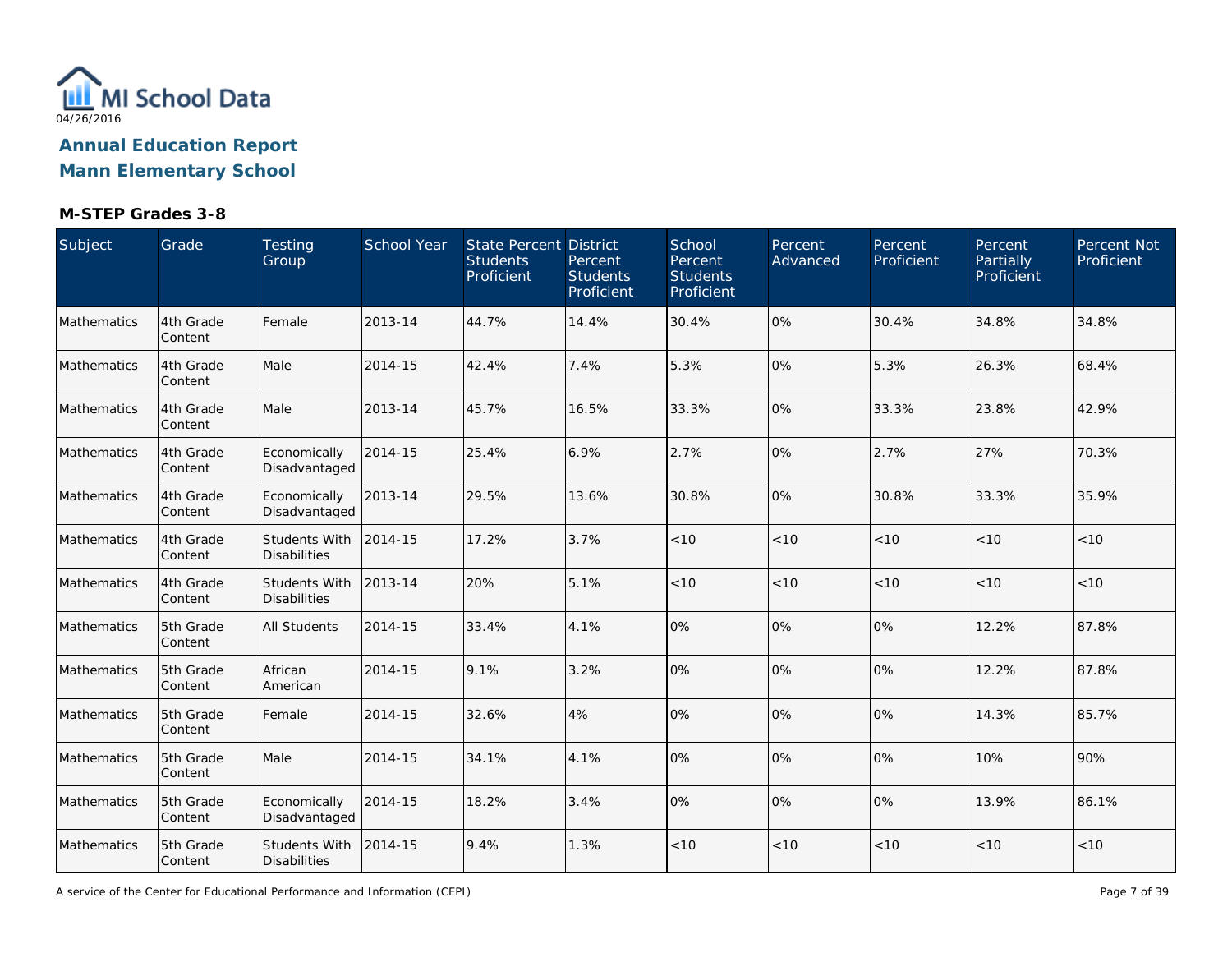MI School Data
04/26/2016

# Annual Education Report
# Mann Elementary School

### M-STEP Grades 3-8

| Subject | Grade | Testing Group | School Year | State Percent Students Proficient | District Percent Students Proficient | School Percent Students Proficient | Percent Advanced | Percent Proficient | Percent Partially Proficient | Percent Not Proficient |
|---|---|---|---|---|---|---|---|---|---|---|
| Mathematics | 4th Grade Content | Female | 2013-14 | 44.7% | 14.4% | 30.4% | 0% | 30.4% | 34.8% | 34.8% |
| Mathematics | 4th Grade Content | Male | 2014-15 | 42.4% | 7.4% | 5.3% | 0% | 5.3% | 26.3% | 68.4% |
| Mathematics | 4th Grade Content | Male | 2013-14 | 45.7% | 16.5% | 33.3% | 0% | 33.3% | 23.8% | 42.9% |
| Mathematics | 4th Grade Content | Economically Disadvantaged | 2014-15 | 25.4% | 6.9% | 2.7% | 0% | 2.7% | 27% | 70.3% |
| Mathematics | 4th Grade Content | Economically Disadvantaged | 2013-14 | 29.5% | 13.6% | 30.8% | 0% | 30.8% | 33.3% | 35.9% |
| Mathematics | 4th Grade Content | Students With Disabilities | 2014-15 | 17.2% | 3.7% | <10 | <10 | <10 | <10 | <10 |
| Mathematics | 4th Grade Content | Students With Disabilities | 2013-14 | 20% | 5.1% | <10 | <10 | <10 | <10 | <10 |
| Mathematics | 5th Grade Content | All Students | 2014-15 | 33.4% | 4.1% | 0% | 0% | 0% | 12.2% | 87.8% |
| Mathematics | 5th Grade Content | African American | 2014-15 | 9.1% | 3.2% | 0% | 0% | 0% | 12.2% | 87.8% |
| Mathematics | 5th Grade Content | Female | 2014-15 | 32.6% | 4% | 0% | 0% | 0% | 14.3% | 85.7% |
| Mathematics | 5th Grade Content | Male | 2014-15 | 34.1% | 4.1% | 0% | 0% | 0% | 10% | 90% |
| Mathematics | 5th Grade Content | Economically Disadvantaged | 2014-15 | 18.2% | 3.4% | 0% | 0% | 0% | 13.9% | 86.1% |
| Mathematics | 5th Grade Content | Students With Disabilities | 2014-15 | 9.4% | 1.3% | <10 | <10 | <10 | <10 | <10 |

A service of the Center for Educational Performance and Information (CEPI)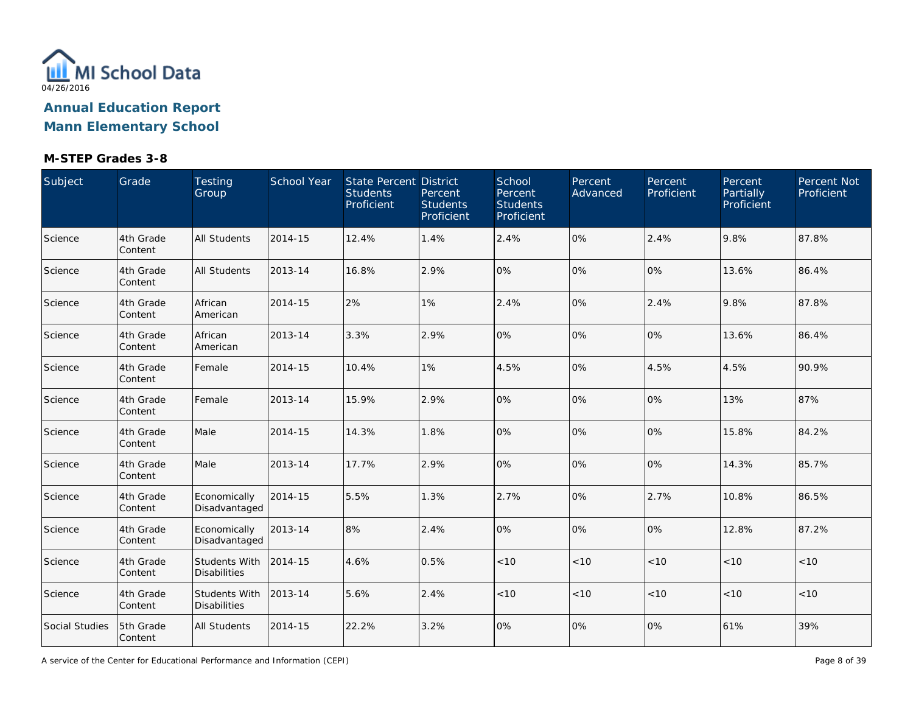MI School Data

04/26/2016

## Annual Education Report
## Mann Elementary School

### M-STEP Grades 3-8

| Subject | Grade | Testing Group | School Year | State Percent Students Proficient | District Percent Students Proficient | School Percent Students Proficient | Percent Advanced | Percent Proficient | Percent Partially Proficient | Percent Not Proficient |
|---|---|---|---|---|---|---|---|---|---|---|
| Science | 4th Grade Content | All Students | 2014-15 | 12.4% | 1.4% | 2.4% | 0% | 2.4% | 9.8% | 87.8% |
| Science | 4th Grade Content | All Students | 2013-14 | 16.8% | 2.9% | 0% | 0% | 0% | 13.6% | 86.4% |
| Science | 4th Grade Content | African American | 2014-15 | 2% | 1% | 2.4% | 0% | 2.4% | 9.8% | 87.8% |
| Science | 4th Grade Content | African American | 2013-14 | 3.3% | 2.9% | 0% | 0% | 0% | 13.6% | 86.4% |
| Science | 4th Grade Content | Female | 2014-15 | 10.4% | 1% | 4.5% | 0% | 4.5% | 4.5% | 90.9% |
| Science | 4th Grade Content | Female | 2013-14 | 15.9% | 2.9% | 0% | 0% | 0% | 13% | 87% |
| Science | 4th Grade Content | Male | 2014-15 | 14.3% | 1.8% | 0% | 0% | 0% | 15.8% | 84.2% |
| Science | 4th Grade Content | Male | 2013-14 | 17.7% | 2.9% | 0% | 0% | 0% | 14.3% | 85.7% |
| Science | 4th Grade Content | Economically Disadvantaged | 2014-15 | 5.5% | 1.3% | 2.7% | 0% | 2.7% | 10.8% | 86.5% |
| Science | 4th Grade Content | Economically Disadvantaged | 2013-14 | 8% | 2.4% | 0% | 0% | 0% | 12.8% | 87.2% |
| Science | 4th Grade Content | Students With Disabilities | 2014-15 | 4.6% | 0.5% | <10 | <10 | <10 | <10 | <10 |
| Science | 4th Grade Content | Students With Disabilities | 2013-14 | 5.6% | 2.4% | <10 | <10 | <10 | <10 | <10 |
| Social Studies | 5th Grade Content | All Students | 2014-15 | 22.2% | 3.2% | 0% | 0% | 0% | 61% | 39% |

A service of the Center for Educational Performance and Information (CEPI)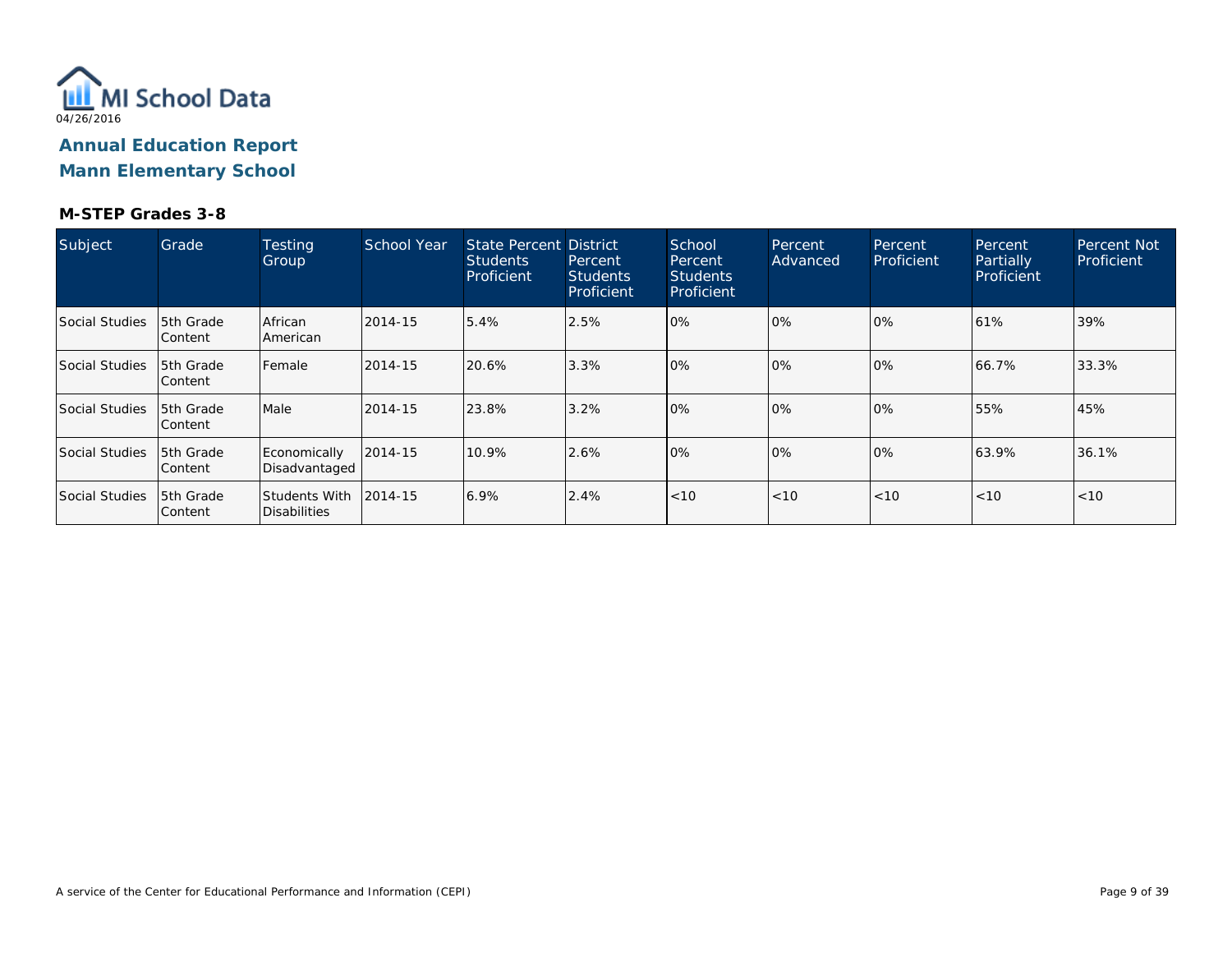MI School Data

04/26/2016

## Annual Education Report
## Mann Elementary School

### M-STEP Grades 3-8

| Subject | Grade | Testing Group | School Year | State Percent Students Proficient | District Percent Students Proficient | School Percent Students Proficient | Percent Advanced | Percent Proficient | Percent Partially Proficient | Percent Not Proficient |
|---|---|---|---|---|---|---|---|---|---|---|
| Social Studies | 5th Grade Content | African American | 2014-15 | 5.4% | 2.5% | 0% | 0% | 0% | 61% | 39% |
| Social Studies | 5th Grade Content | Female | 2014-15 | 20.6% | 3.3% | 0% | 0% | 0% | 66.7% | 33.3% |
| Social Studies | 5th Grade Content | Male | 2014-15 | 23.8% | 3.2% | 0% | 0% | 0% | 55% | 45% |
| Social Studies | 5th Grade Content | Economically Disadvantaged | 2014-15 | 10.9% | 2.6% | 0% | 0% | 0% | 63.9% | 36.1% |
| Social Studies | 5th Grade Content | Students With Disabilities | 2014-15 | 6.9% | 2.4% | <10 | <10 | <10 | <10 | <10 |

A service of the Center for Educational Performance and Information (CEPI)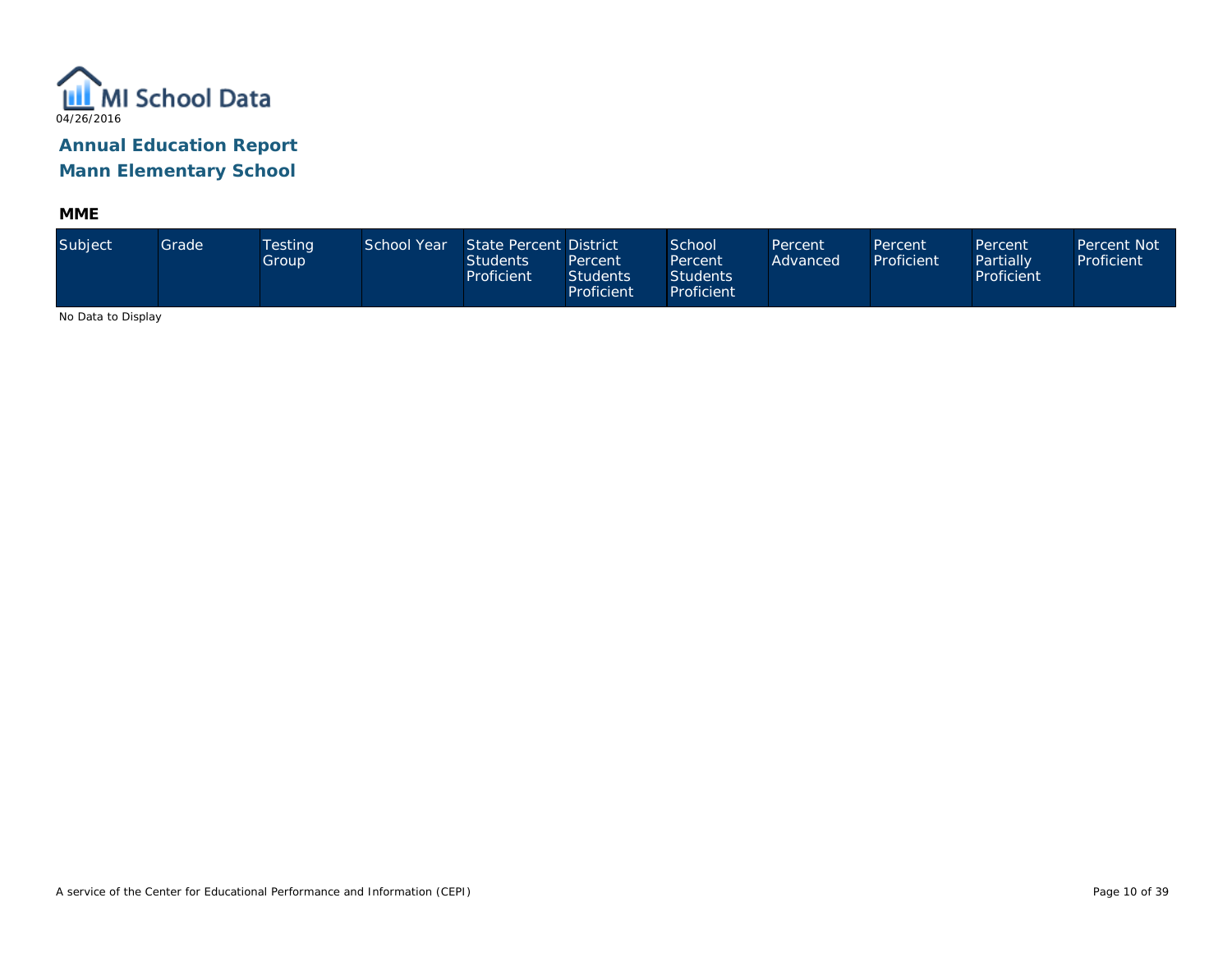MI School Data

04/26/2016

## Annual Education Report
## Mann Elementary School

### MME

| Subject | Grade | Testing Group | School Year | State Percent Students Proficient | District Percent Students Proficient | School Percent Students Proficient | Percent Advanced | Percent Proficient | Percent Partially Proficient | Percent Not Proficient |
|---|---|---|---|---|---|---|---|---|---|---|

No Data to Display

A service of the Center for Educational Performance and Information (CEPI)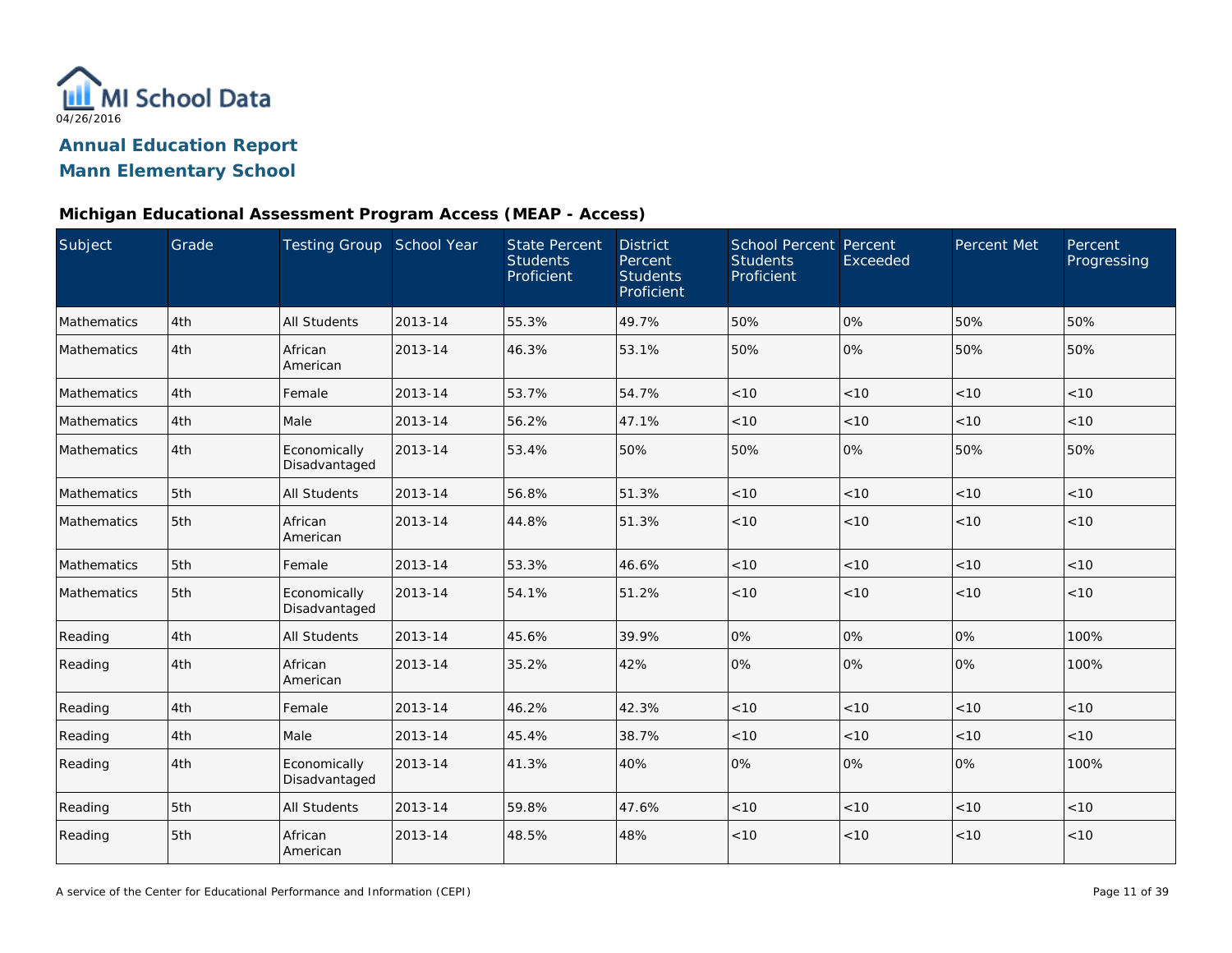04/26/2016

# Annual Education Report
# Mann Elementary School

### Michigan Educational Assessment Program Access (MEAP - Access)

| Subject | Grade | Testing Group | School Year | State Percent Students Proficient | District Percent Students Proficient | School Percent Students Proficient | Percent Exceeded | Percent Met | Percent Progressing |
|---|---|---|---|---|---|---|---|---|---|
| Mathematics | 4th | All Students | 2013-14 | 55.3% | 49.7% | 50% | 0% | 50% | 50% |
| Mathematics | 4th | African American | 2013-14 | 46.3% | 53.1% | 50% | 0% | 50% | 50% |
| Mathematics | 4th | Female | 2013-14 | 53.7% | 54.7% | <10 | <10 | <10 | <10 |
| Mathematics | 4th | Male | 2013-14 | 56.2% | 47.1% | <10 | <10 | <10 | <10 |
| Mathematics | 4th | Economically Disadvantaged | 2013-14 | 53.4% | 50% | 50% | 0% | 50% | 50% |
| Mathematics | 5th | All Students | 2013-14 | 56.8% | 51.3% | <10 | <10 | <10 | <10 |
| Mathematics | 5th | African American | 2013-14 | 44.8% | 51.3% | <10 | <10 | <10 | <10 |
| Mathematics | 5th | Female | 2013-14 | 53.3% | 46.6% | <10 | <10 | <10 | <10 |
| Mathematics | 5th | Economically Disadvantaged | 2013-14 | 54.1% | 51.2% | <10 | <10 | <10 | <10 |
| Reading | 4th | All Students | 2013-14 | 45.6% | 39.9% | 0% | 0% | 0% | 100% |
| Reading | 4th | African American | 2013-14 | 35.2% | 42% | 0% | 0% | 0% | 100% |
| Reading | 4th | Female | 2013-14 | 46.2% | 42.3% | <10 | <10 | <10 | <10 |
| Reading | 4th | Male | 2013-14 | 45.4% | 38.7% | <10 | <10 | <10 | <10 |
| Reading | 4th | Economically Disadvantaged | 2013-14 | 41.3% | 40% | 0% | 0% | 0% | 100% |
| Reading | 5th | All Students | 2013-14 | 59.8% | 47.6% | <10 | <10 | <10 | <10 |
| Reading | 5th | African American | 2013-14 | 48.5% | 48% | <10 | <10 | <10 | <10 |

A service of the Center for Educational Performance and Information (CEPI)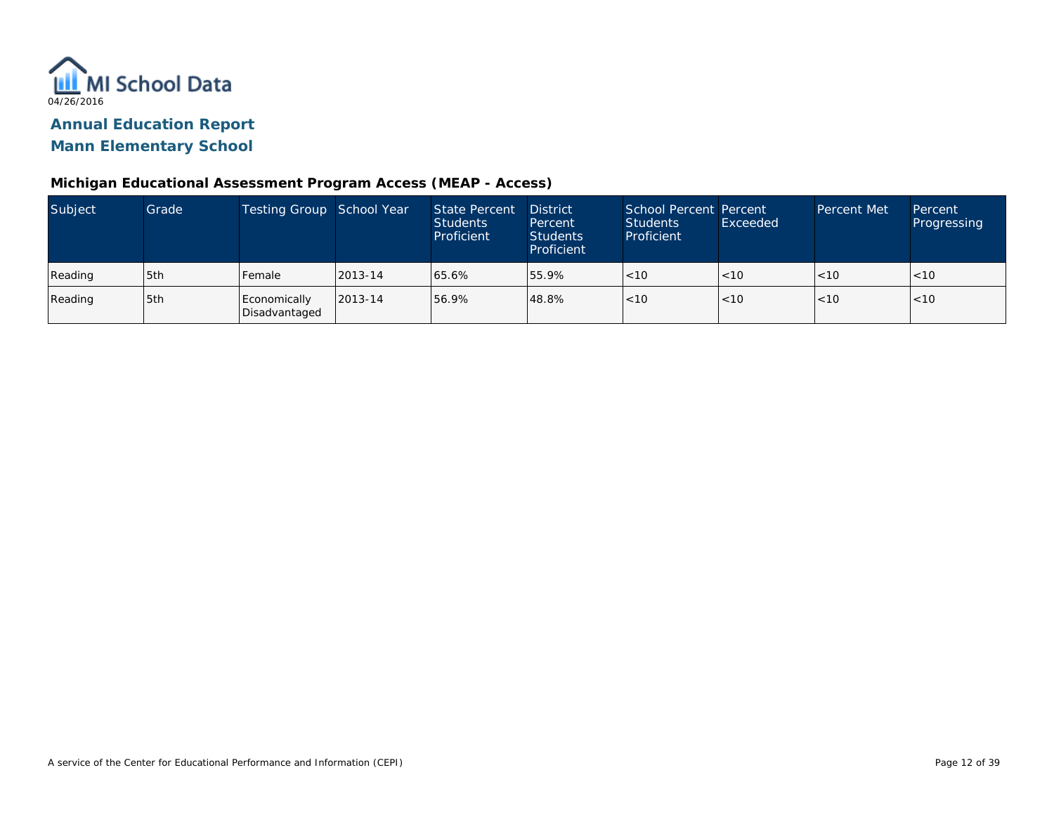MI School Data
04/26/2016

## Annual Education Report
## Mann Elementary School

### Michigan Educational Assessment Program Access (MEAP - Access)

| Subject | Grade | Testing Group | School Year | State Percent Students Proficient | District Percent Students Proficient | School Percent Students Proficient | Percent Exceeded | Percent Met | Percent Progressing |
|---|---|---|---|---|---|---|---|---|---|
| Reading | 5th | Female | 2013-14 | 65.6% | 55.9% | <10 | <10 | <10 | <10 |
| Reading | 5th | Economically Disadvantaged | 2013-14 | 56.9% | 48.8% | <10 | <10 | <10 | <10 |

A service of the Center for Educational Performance and Information (CEPI)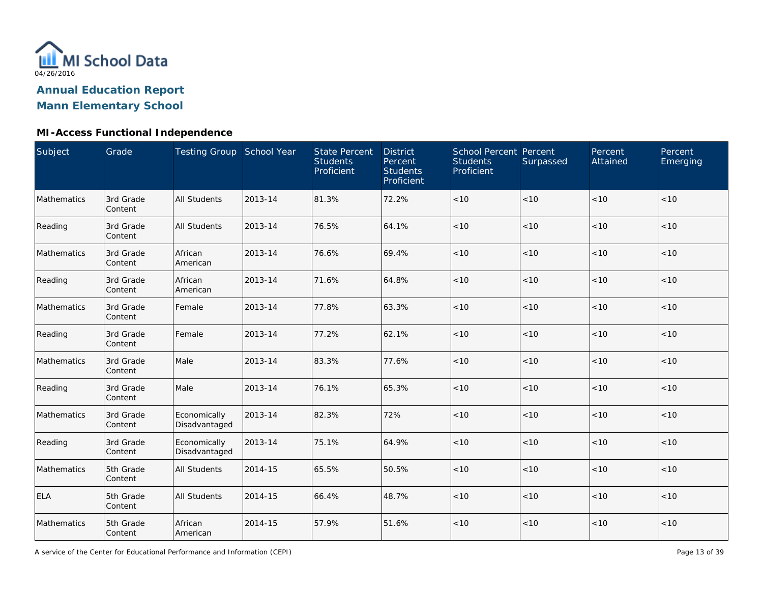MI School Data
04/26/2016

**Annual Education Report**
**Mann Elementary School**

### MI-Access Functional Independence

| Subject | Grade | Testing Group | School Year | State Percent Students Proficient | District Percent Students Proficient | School Percent Students Proficient | Percent Surpassed | Percent Attained | Percent Emerging |
| --- | --- | --- | --- | --- | --- | --- | --- | --- | --- |
| Mathematics | 3rd Grade Content | All Students | 2013-14 | 81.3% | 72.2% | <10 | <10 | <10 | <10 |
| Reading | 3rd Grade Content | All Students | 2013-14 | 76.5% | 64.1% | <10 | <10 | <10 | <10 |
| Mathematics | 3rd Grade Content | African American | 2013-14 | 76.6% | 69.4% | <10 | <10 | <10 | <10 |
| Reading | 3rd Grade Content | African American | 2013-14 | 71.6% | 64.8% | <10 | <10 | <10 | <10 |
| Mathematics | 3rd Grade Content | Female | 2013-14 | 77.8% | 63.3% | <10 | <10 | <10 | <10 |
| Reading | 3rd Grade Content | Female | 2013-14 | 77.2% | 62.1% | <10 | <10 | <10 | <10 |
| Mathematics | 3rd Grade Content | Male | 2013-14 | 83.3% | 77.6% | <10 | <10 | <10 | <10 |
| Reading | 3rd Grade Content | Male | 2013-14 | 76.1% | 65.3% | <10 | <10 | <10 | <10 |
| Mathematics | 3rd Grade Content | Economically Disadvantaged | 2013-14 | 82.3% | 72% | <10 | <10 | <10 | <10 |
| Reading | 3rd Grade Content | Economically Disadvantaged | 2013-14 | 75.1% | 64.9% | <10 | <10 | <10 | <10 |
| Mathematics | 5th Grade Content | All Students | 2014-15 | 65.5% | 50.5% | <10 | <10 | <10 | <10 |
| ELA | 5th Grade Content | All Students | 2014-15 | 66.4% | 48.7% | <10 | <10 | <10 | <10 |
| Mathematics | 5th Grade Content | African American | 2014-15 | 57.9% | 51.6% | <10 | <10 | <10 | <10 |

A service of the Center for Educational Performance and Information (CEPI)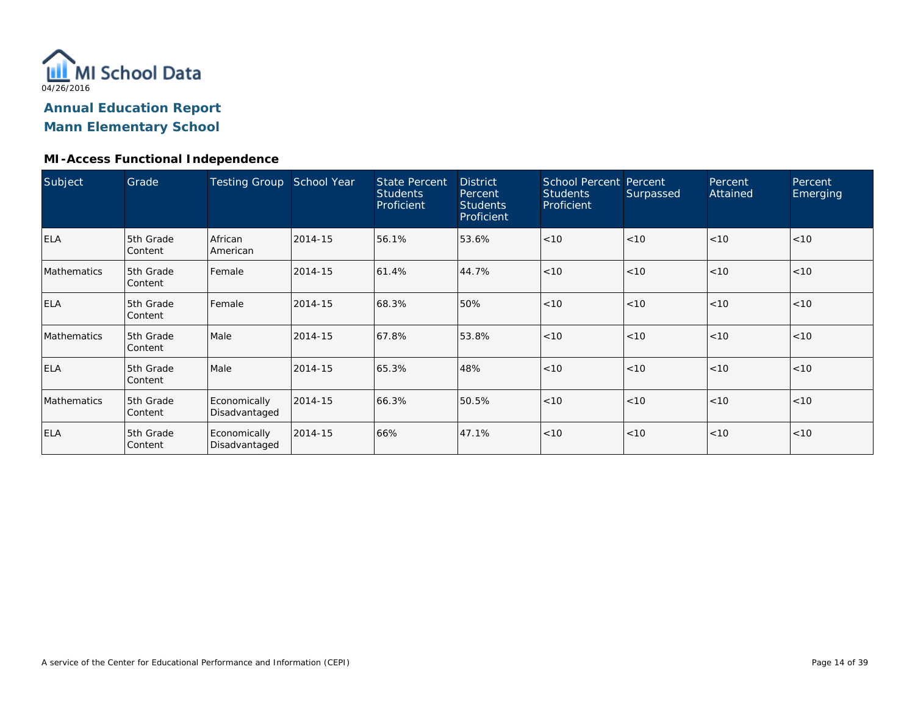MI School Data

04/26/2016

## Annual Education Report
## Mann Elementary School

### MI-Access Functional Independence

| Subject | Grade | Testing Group | School Year | State Percent Students Proficient | District Percent Students Proficient | School Percent Students Proficient | Percent Surpassed | Percent Attained | Percent Emerging |
|---|---|---|---|---|---|---|---|---|---|
| ELA | 5th Grade Content | African American | 2014-15 | 56.1% | 53.6% | <10 | <10 | <10 | <10 |
| Mathematics | 5th Grade Content | Female | 2014-15 | 61.4% | 44.7% | <10 | <10 | <10 | <10 |
| ELA | 5th Grade Content | Female | 2014-15 | 68.3% | 50% | <10 | <10 | <10 | <10 |
| Mathematics | 5th Grade Content | Male | 2014-15 | 67.8% | 53.8% | <10 | <10 | <10 | <10 |
| ELA | 5th Grade Content | Male | 2014-15 | 65.3% | 48% | <10 | <10 | <10 | <10 |
| Mathematics | 5th Grade Content | Economically Disadvantaged | 2014-15 | 66.3% | 50.5% | <10 | <10 | <10 | <10 |
| ELA | 5th Grade Content | Economically Disadvantaged | 2014-15 | 66% | 47.1% | <10 | <10 | <10 | <10 |

A service of the Center for Educational Performance and Information (CEPI)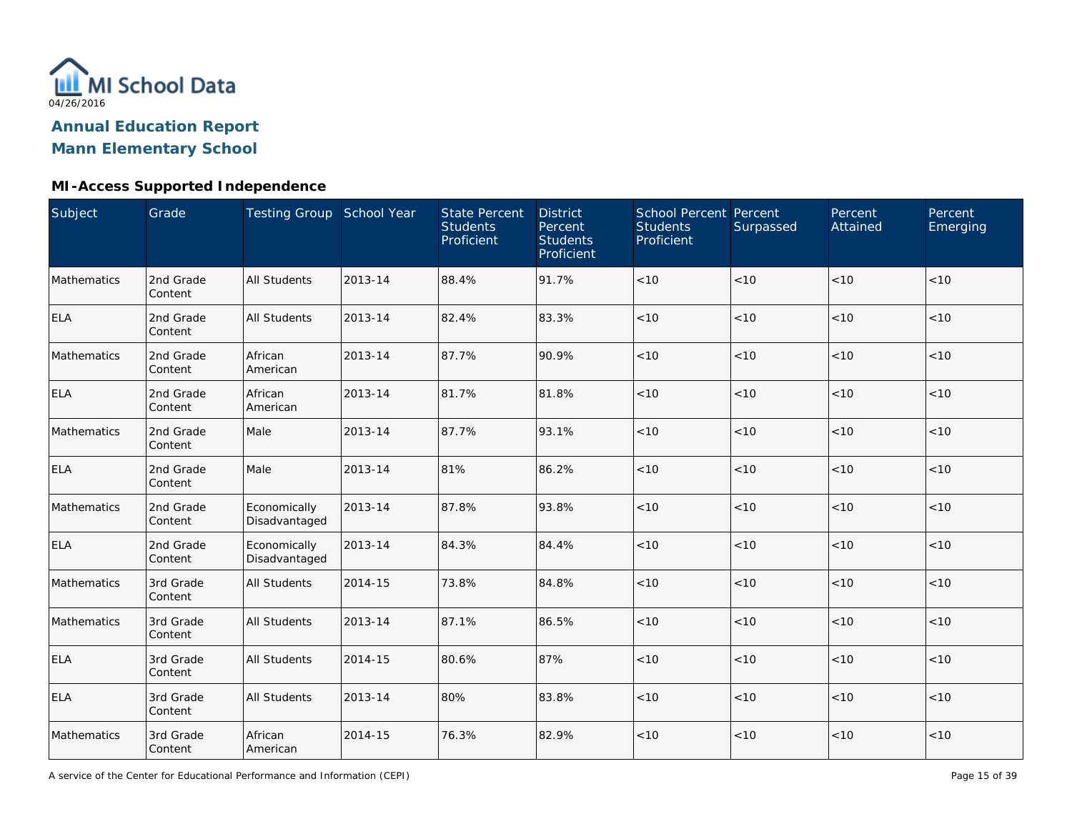04/26/2016

# Annual Education Report
# Mann Elementary School

### MI-Access Supported Independence

| Subject | Grade | Testing Group | School Year | State Percent Students Proficient | District Percent Students Proficient | School Percent Students Proficient | Percent Surpassed | Percent Attained | Percent Emerging |
|---|---|---|---|---|---|---|---|---|---|
| Mathematics | 2nd Grade Content | All Students | 2013-14 | 88.4% | 91.7% | <10 | <10 | <10 | <10 |
| ELA | 2nd Grade Content | All Students | 2013-14 | 82.4% | 83.3% | <10 | <10 | <10 | <10 |
| Mathematics | 2nd Grade Content | African American | 2013-14 | 87.7% | 90.9% | <10 | <10 | <10 | <10 |
| ELA | 2nd Grade Content | African American | 2013-14 | 81.7% | 81.8% | <10 | <10 | <10 | <10 |
| Mathematics | 2nd Grade Content | Male | 2013-14 | 87.7% | 93.1% | <10 | <10 | <10 | <10 |
| ELA | 2nd Grade Content | Male | 2013-14 | 81% | 86.2% | <10 | <10 | <10 | <10 |
| Mathematics | 2nd Grade Content | Economically Disadvantaged | 2013-14 | 87.8% | 93.8% | <10 | <10 | <10 | <10 |
| ELA | 2nd Grade Content | Economically Disadvantaged | 2013-14 | 84.3% | 84.4% | <10 | <10 | <10 | <10 |
| Mathematics | 3rd Grade Content | All Students | 2014-15 | 73.8% | 84.8% | <10 | <10 | <10 | <10 |
| Mathematics | 3rd Grade Content | All Students | 2013-14 | 87.1% | 86.5% | <10 | <10 | <10 | <10 |
| ELA | 3rd Grade Content | All Students | 2014-15 | 80.6% | 87% | <10 | <10 | <10 | <10 |
| ELA | 3rd Grade Content | All Students | 2013-14 | 80% | 83.8% | <10 | <10 | <10 | <10 |
| Mathematics | 3rd Grade Content | African American | 2014-15 | 76.3% | 82.9% | <10 | <10 | <10 | <10 |

A service of the Center for Educational Performance and Information (CEPI)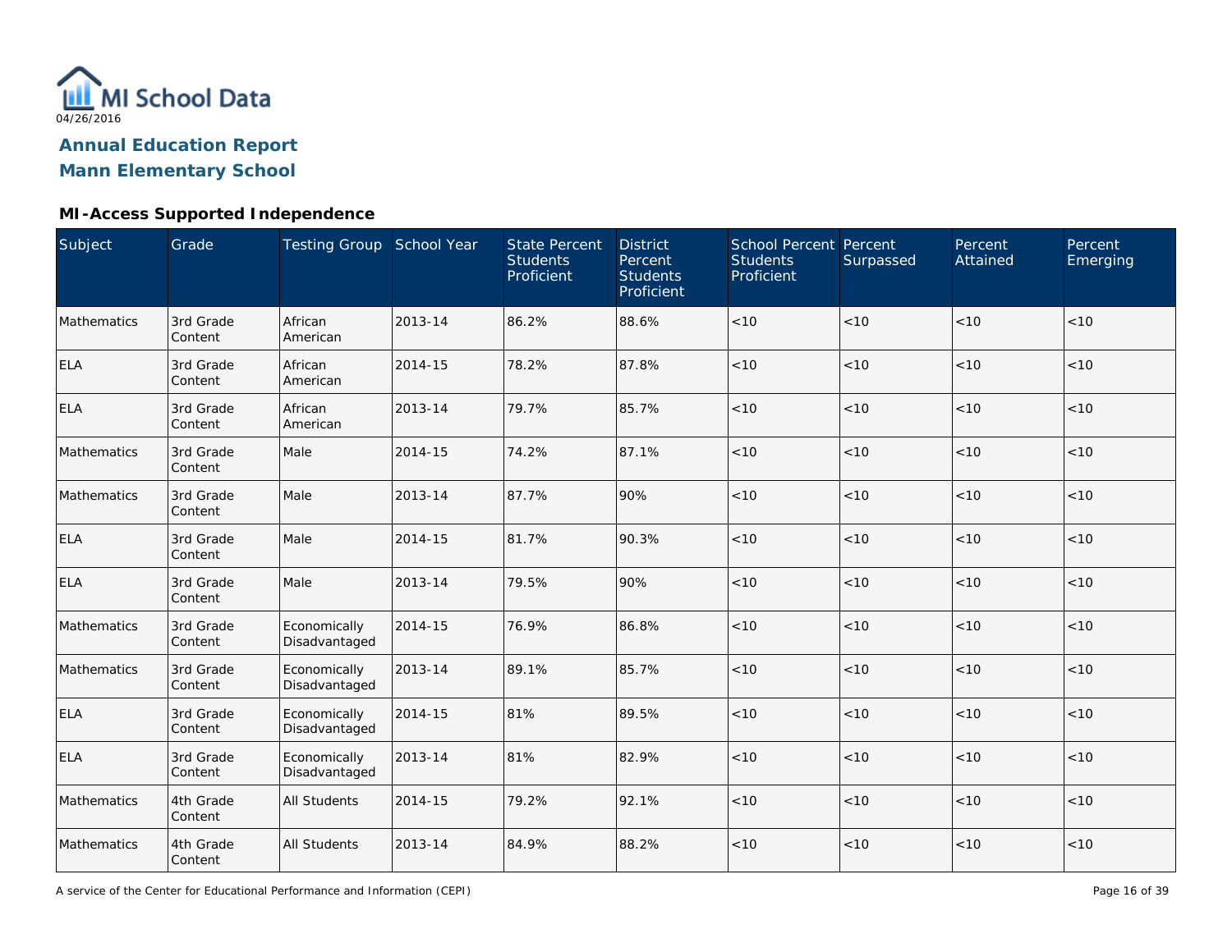MI School Data

04/26/2016

## Annual Education Report

## Mann Elementary School

### MI-Access Supported Independence

| Subject | Grade | Testing Group | School Year | State Percent Students Proficient | District Percent Students Proficient | School Percent Students Proficient | Percent Surpassed | Percent Attained | Percent Emerging |
|---|---|---|---|---|---|---|---|---|---|
| Mathematics | 3rd Grade Content | African American | 2013-14 | 86.2% | 88.6% | <10 | <10 | <10 | <10 |
| ELA | 3rd Grade Content | African American | 2014-15 | 78.2% | 87.8% | <10 | <10 | <10 | <10 |
| ELA | 3rd Grade Content | African American | 2013-14 | 79.7% | 85.7% | <10 | <10 | <10 | <10 |
| Mathematics | 3rd Grade Content | Male | 2014-15 | 74.2% | 87.1% | <10 | <10 | <10 | <10 |
| Mathematics | 3rd Grade Content | Male | 2013-14 | 87.7% | 90% | <10 | <10 | <10 | <10 |
| ELA | 3rd Grade Content | Male | 2014-15 | 81.7% | 90.3% | <10 | <10 | <10 | <10 |
| ELA | 3rd Grade Content | Male | 2013-14 | 79.5% | 90% | <10 | <10 | <10 | <10 |
| Mathematics | 3rd Grade Content | Economically Disadvantaged | 2014-15 | 76.9% | 86.8% | <10 | <10 | <10 | <10 |
| Mathematics | 3rd Grade Content | Economically Disadvantaged | 2013-14 | 89.1% | 85.7% | <10 | <10 | <10 | <10 |
| ELA | 3rd Grade Content | Economically Disadvantaged | 2014-15 | 81% | 89.5% | <10 | <10 | <10 | <10 |
| ELA | 3rd Grade Content | Economically Disadvantaged | 2013-14 | 81% | 82.9% | <10 | <10 | <10 | <10 |
| Mathematics | 4th Grade Content | All Students | 2014-15 | 79.2% | 92.1% | <10 | <10 | <10 | <10 |
| Mathematics | 4th Grade Content | All Students | 2013-14 | 84.9% | 88.2% | <10 | <10 | <10 | <10 |

A service of the Center for Educational Performance and Information (CEPI)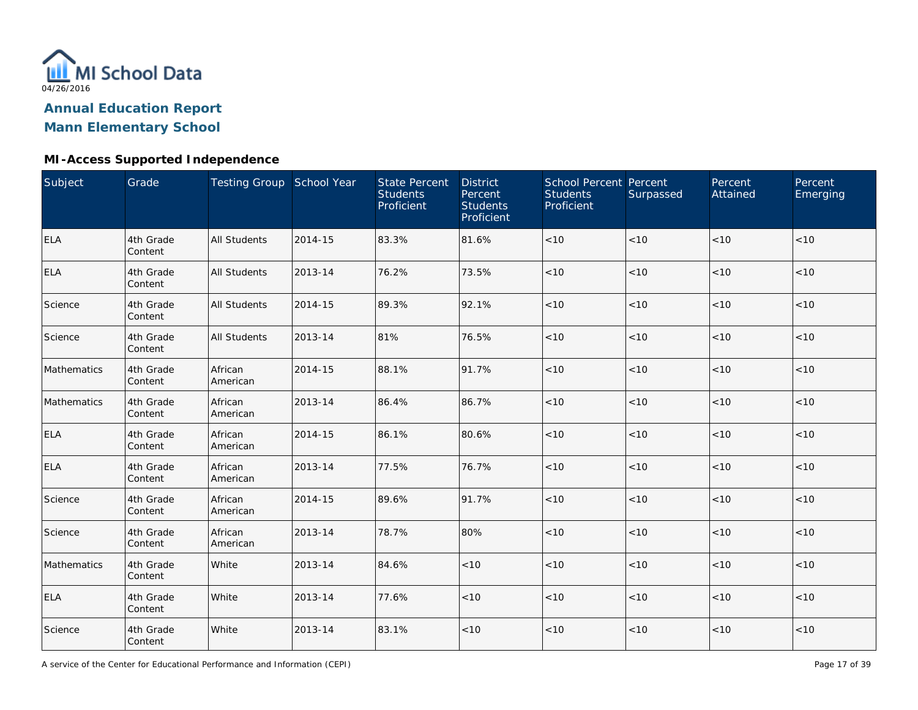MI School Data

04/26/2016

## Annual Education Report
## Mann Elementary School

### MI-Access Supported Independence

| Subject | Grade | Testing Group | School Year | State Percent Students Proficient | District Percent Students Proficient | School Percent Students Proficient | Percent Surpassed | Percent Attained | Percent Emerging |
|---|---|---|---|---|---|---|---|---|---|
| ELA | 4th Grade Content | All Students | 2014-15 | 83.3% | 81.6% | <10 | <10 | <10 | <10 |
| ELA | 4th Grade Content | All Students | 2013-14 | 76.2% | 73.5% | <10 | <10 | <10 | <10 |
| Science | 4th Grade Content | All Students | 2014-15 | 89.3% | 92.1% | <10 | <10 | <10 | <10 |
| Science | 4th Grade Content | All Students | 2013-14 | 81% | 76.5% | <10 | <10 | <10 | <10 |
| Mathematics | 4th Grade Content | African American | 2014-15 | 88.1% | 91.7% | <10 | <10 | <10 | <10 |
| Mathematics | 4th Grade Content | African American | 2013-14 | 86.4% | 86.7% | <10 | <10 | <10 | <10 |
| ELA | 4th Grade Content | African American | 2014-15 | 86.1% | 80.6% | <10 | <10 | <10 | <10 |
| ELA | 4th Grade Content | African American | 2013-14 | 77.5% | 76.7% | <10 | <10 | <10 | <10 |
| Science | 4th Grade Content | African American | 2014-15 | 89.6% | 91.7% | <10 | <10 | <10 | <10 |
| Science | 4th Grade Content | African American | 2013-14 | 78.7% | 80% | <10 | <10 | <10 | <10 |
| Mathematics | 4th Grade Content | White | 2013-14 | 84.6% | <10 | <10 | <10 | <10 | <10 |
| ELA | 4th Grade Content | White | 2013-14 | 77.6% | <10 | <10 | <10 | <10 | <10 |
| Science | 4th Grade Content | White | 2013-14 | 83.1% | <10 | <10 | <10 | <10 | <10 |

A service of the Center for Educational Performance and Information (CEPI)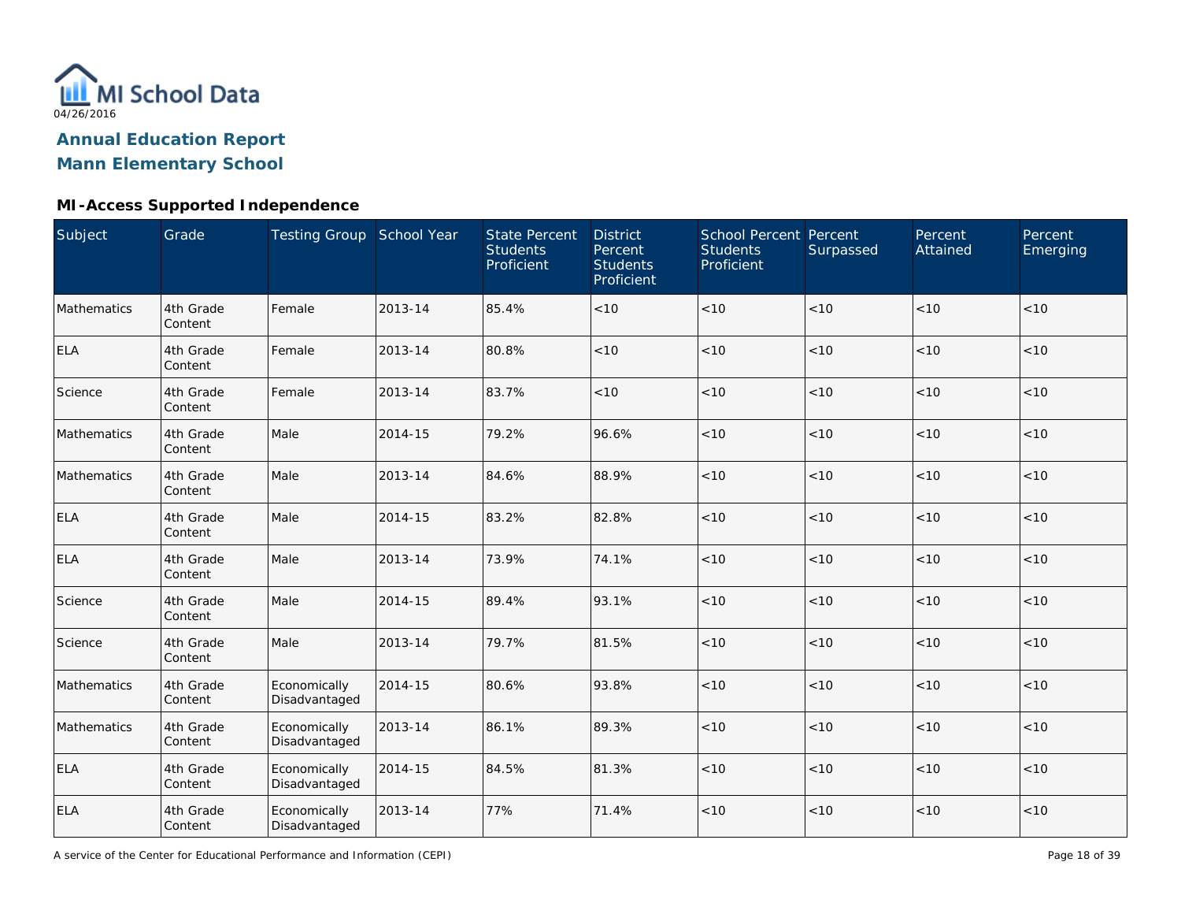MI School Data

04/26/2016

# Annual Education Report

# Mann Elementary School

## MI-Access Supported Independence

| Subject | Grade | Testing Group | School Year | State Percent Students Proficient | District Percent Students Proficient | School Percent Students Proficient | Percent Surpassed | Percent Attained | Percent Emerging |
|---|---|---|---|---|---|---|---|---|---|
| Mathematics | 4th Grade Content | Female | 2013-14 | 85.4% | <10 | <10 | <10 | <10 | <10 |
| ELA | 4th Grade Content | Female | 2013-14 | 80.8% | <10 | <10 | <10 | <10 | <10 |
| Science | 4th Grade Content | Female | 2013-14 | 83.7% | <10 | <10 | <10 | <10 | <10 |
| Mathematics | 4th Grade Content | Male | 2014-15 | 79.2% | 96.6% | <10 | <10 | <10 | <10 |
| Mathematics | 4th Grade Content | Male | 2013-14 | 84.6% | 88.9% | <10 | <10 | <10 | <10 |
| ELA | 4th Grade Content | Male | 2014-15 | 83.2% | 82.8% | <10 | <10 | <10 | <10 |
| ELA | 4th Grade Content | Male | 2013-14 | 73.9% | 74.1% | <10 | <10 | <10 | <10 |
| Science | 4th Grade Content | Male | 2014-15 | 89.4% | 93.1% | <10 | <10 | <10 | <10 |
| Science | 4th Grade Content | Male | 2013-14 | 79.7% | 81.5% | <10 | <10 | <10 | <10 |
| Mathematics | 4th Grade Content | Economically Disadvantaged | 2014-15 | 80.6% | 93.8% | <10 | <10 | <10 | <10 |
| Mathematics | 4th Grade Content | Economically Disadvantaged | 2013-14 | 86.1% | 89.3% | <10 | <10 | <10 | <10 |
| ELA | 4th Grade Content | Economically Disadvantaged | 2014-15 | 84.5% | 81.3% | <10 | <10 | <10 | <10 |
| ELA | 4th Grade Content | Economically Disadvantaged | 2013-14 | 77% | 71.4% | <10 | <10 | <10 | <10 |

A service of the Center for Educational Performance and Information (CEPI)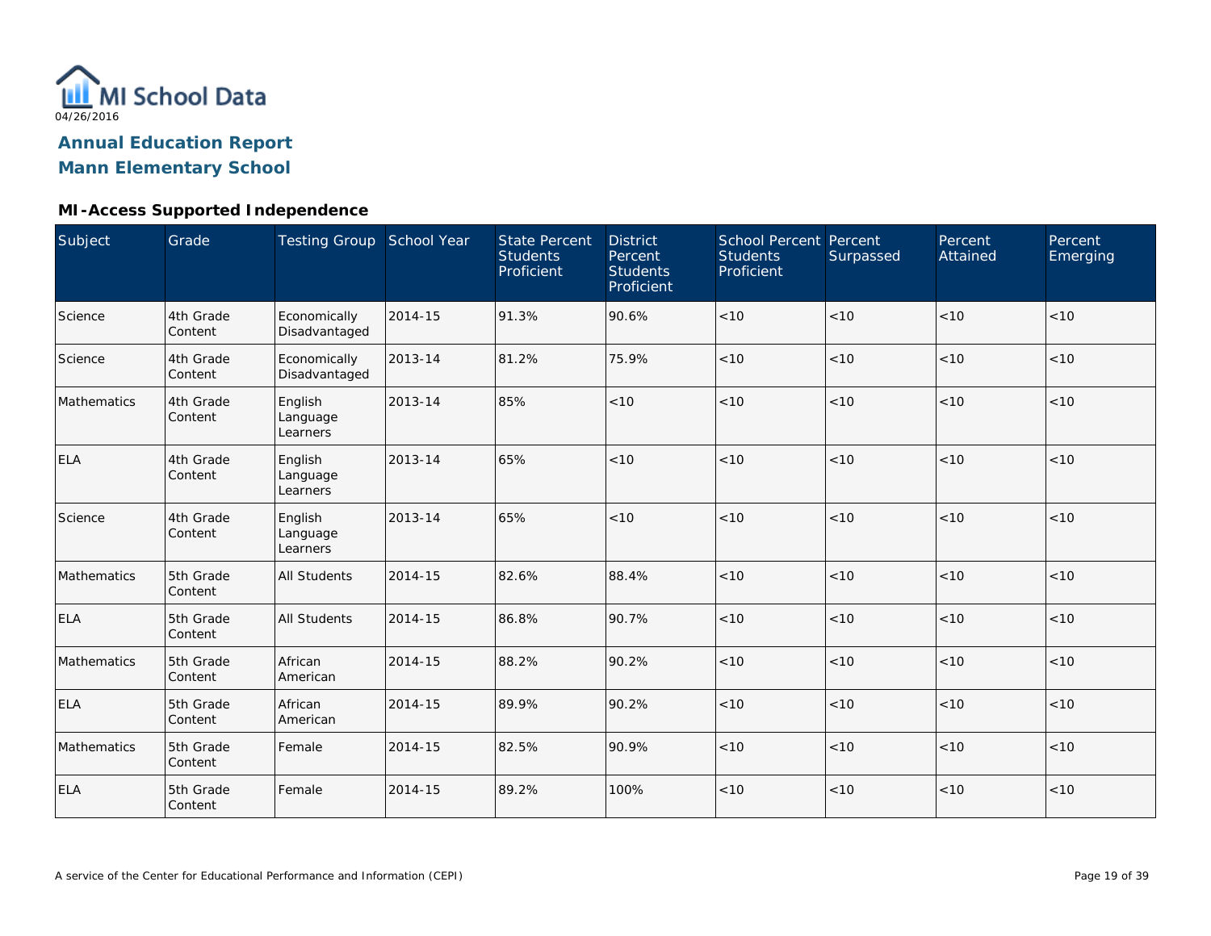MI School Data

04/26/2016

## Annual Education Report

## Mann Elementary School

### MI-Access Supported Independence

| Subject | Grade | Testing Group | School Year | State Percent Students Proficient | District Percent Students Proficient | School Percent Students Proficient | Percent Surpassed | Percent Attained | Percent Emerging |
|---|---|---|---|---|---|---|---|---|---|
| Science | 4th Grade Content | Economically Disadvantaged | 2014-15 | 91.3% | 90.6% | <10 | <10 | <10 | <10 |
| Science | 4th Grade Content | Economically Disadvantaged | 2013-14 | 81.2% | 75.9% | <10 | <10 | <10 | <10 |
| Mathematics | 4th Grade Content | English Language Learners | 2013-14 | 85% | <10 | <10 | <10 | <10 | <10 |
| ELA | 4th Grade Content | English Language Learners | 2013-14 | 65% | <10 | <10 | <10 | <10 | <10 |
| Science | 4th Grade Content | English Language Learners | 2013-14 | 65% | <10 | <10 | <10 | <10 | <10 |
| Mathematics | 5th Grade Content | All Students | 2014-15 | 82.6% | 88.4% | <10 | <10 | <10 | <10 |
| ELA | 5th Grade Content | All Students | 2014-15 | 86.8% | 90.7% | <10 | <10 | <10 | <10 |
| Mathematics | 5th Grade Content | African American | 2014-15 | 88.2% | 90.2% | <10 | <10 | <10 | <10 |
| ELA | 5th Grade Content | African American | 2014-15 | 89.9% | 90.2% | <10 | <10 | <10 | <10 |
| Mathematics | 5th Grade Content | Female | 2014-15 | 82.5% | 90.9% | <10 | <10 | <10 | <10 |
| ELA | 5th Grade Content | Female | 2014-15 | 89.2% | 100% | <10 | <10 | <10 | <10 |

A service of the Center for Educational Performance and Information (CEPI)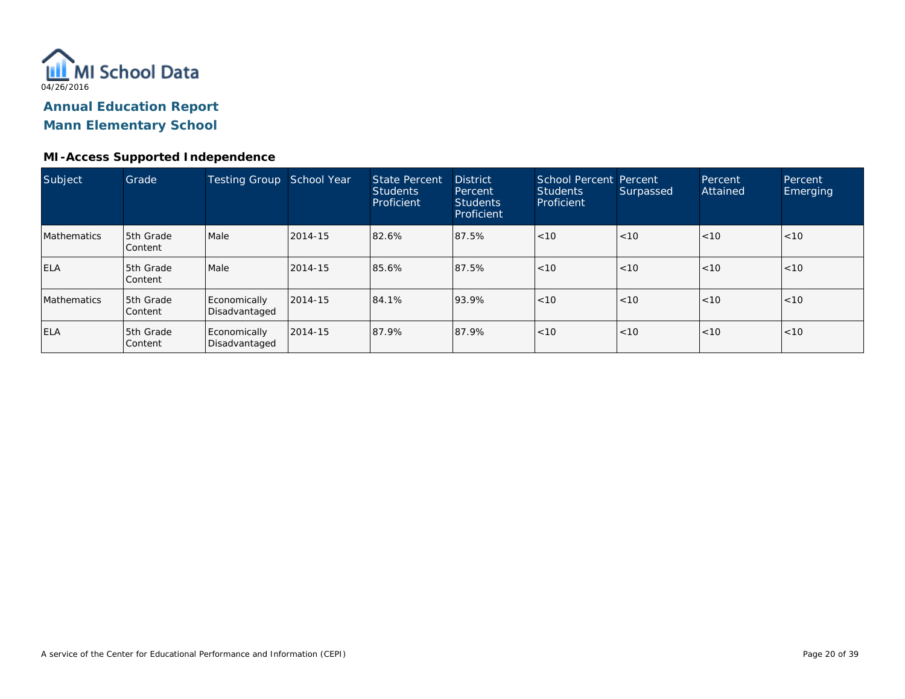MI School Data
04/26/2016

# Annual Education Report
# Mann Elementary School

### MI-Access Supported Independence

| Subject | Grade | Testing Group | School Year | State Percent Students Proficient | District Percent Students Proficient | School Percent Students Proficient | Percent Surpassed | Percent Attained | Percent Emerging |
|---|---|---|---|---|---|---|---|---|---|
| Mathematics | 5th Grade Content | Male | 2014-15 | 82.6% | 87.5% | <10 | <10 | <10 | <10 |
| ELA | 5th Grade Content | Male | 2014-15 | 85.6% | 87.5% | <10 | <10 | <10 | <10 |
| Mathematics | 5th Grade Content | Economically Disadvantaged | 2014-15 | 84.1% | 93.9% | <10 | <10 | <10 | <10 |
| ELA | 5th Grade Content | Economically Disadvantaged | 2014-15 | 87.9% | 87.9% | <10 | <10 | <10 | <10 |

A service of the Center for Educational Performance and Information (CEPI)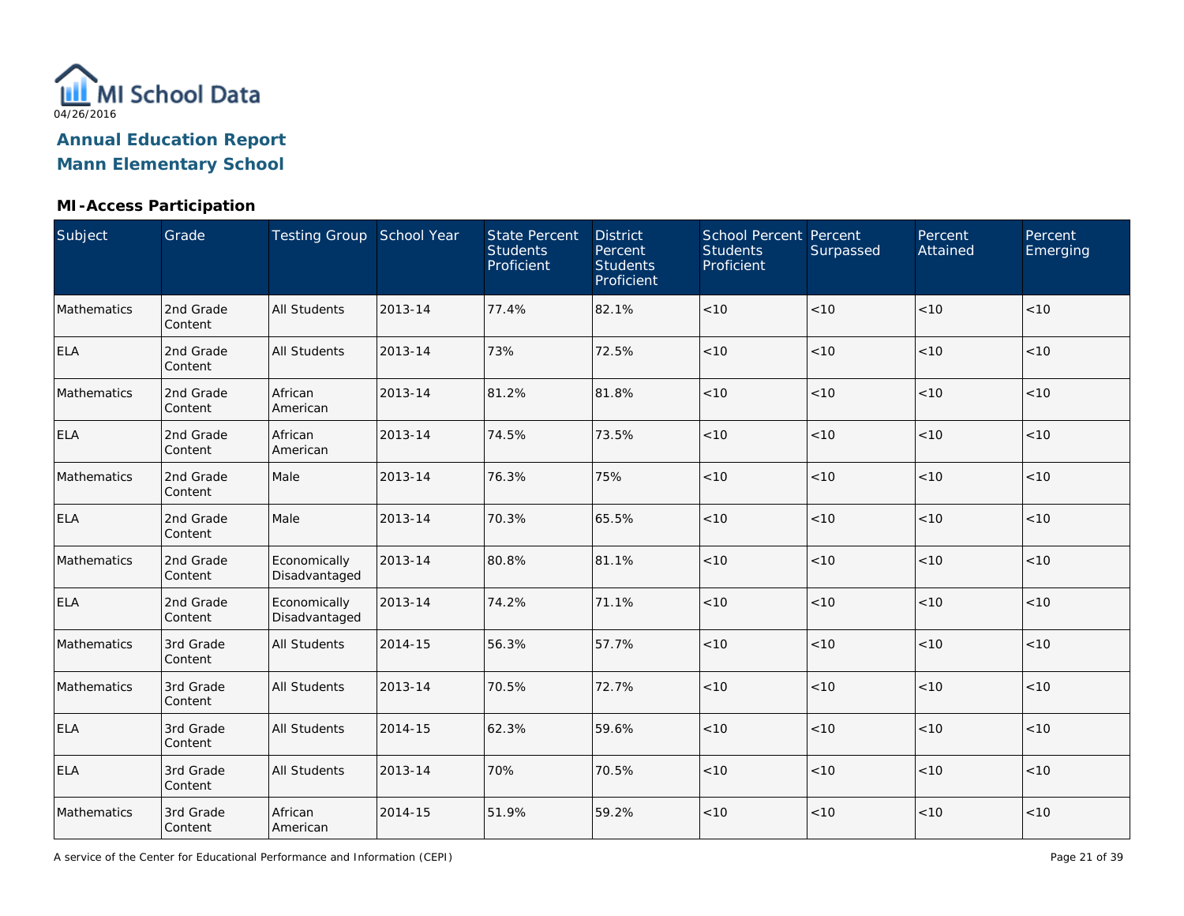MI School Data

04/26/2016

## Annual Education Report
## Mann Elementary School

### MI-Access Participation

| Subject | Grade | Testing Group | School Year | State Percent Students Proficient | District Percent Students Proficient | School Percent Students Proficient | Percent Surpassed | Percent Attained | Percent Emerging |
|---|---|---|---|---|---|---|---|---|---|
| Mathematics | 2nd Grade Content | All Students | 2013-14 | 77.4% | 82.1% | <10 | <10 | <10 | <10 |
| ELA | 2nd Grade Content | All Students | 2013-14 | 73% | 72.5% | <10 | <10 | <10 | <10 |
| Mathematics | 2nd Grade Content | African American | 2013-14 | 81.2% | 81.8% | <10 | <10 | <10 | <10 |
| ELA | 2nd Grade Content | African American | 2013-14 | 74.5% | 73.5% | <10 | <10 | <10 | <10 |
| Mathematics | 2nd Grade Content | Male | 2013-14 | 76.3% | 75% | <10 | <10 | <10 | <10 |
| ELA | 2nd Grade Content | Male | 2013-14 | 70.3% | 65.5% | <10 | <10 | <10 | <10 |
| Mathematics | 2nd Grade Content | Economically Disadvantaged | 2013-14 | 80.8% | 81.1% | <10 | <10 | <10 | <10 |
| ELA | 2nd Grade Content | Economically Disadvantaged | 2013-14 | 74.2% | 71.1% | <10 | <10 | <10 | <10 |
| Mathematics | 3rd Grade Content | All Students | 2014-15 | 56.3% | 57.7% | <10 | <10 | <10 | <10 |
| Mathematics | 3rd Grade Content | All Students | 2013-14 | 70.5% | 72.7% | <10 | <10 | <10 | <10 |
| ELA | 3rd Grade Content | All Students | 2014-15 | 62.3% | 59.6% | <10 | <10 | <10 | <10 |
| ELA | 3rd Grade Content | All Students | 2013-14 | 70% | 70.5% | <10 | <10 | <10 | <10 |
| Mathematics | 3rd Grade Content | African American | 2014-15 | 51.9% | 59.2% | <10 | <10 | <10 | <10 |

A service of the Center for Educational Performance and Information (CEPI)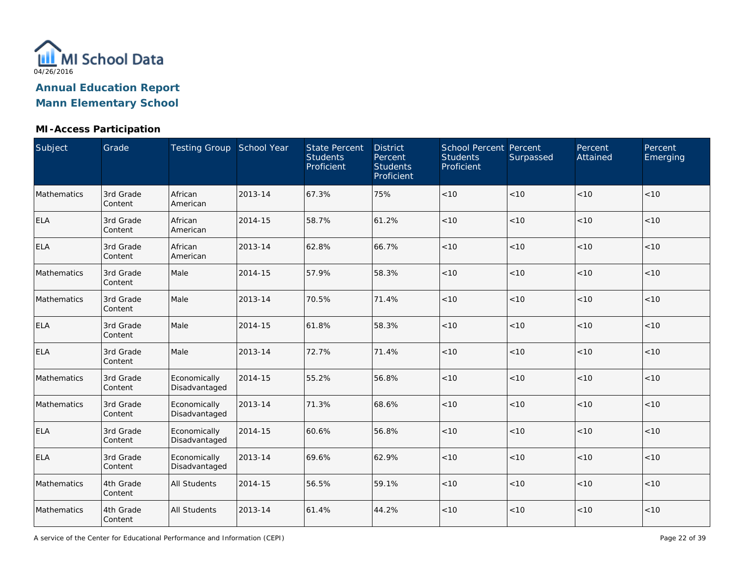MI School Data
04/26/2016

# Annual Education Report
# Mann Elementary School

### MI-Access Participation

| Subject | Grade | Testing Group | School Year | State Percent Students Proficient | District Percent Students Proficient | School Percent Students Proficient | Percent Surpassed | Percent Attained | Percent Emerging |
| --- | --- | --- | --- | --- | --- | --- | --- | --- | --- |
| Mathematics | 3rd Grade Content | African American | 2013-14 | 67.3% | 75% | <10 | <10 | <10 | <10 |
| ELA | 3rd Grade Content | African American | 2014-15 | 58.7% | 61.2% | <10 | <10 | <10 | <10 |
| ELA | 3rd Grade Content | African American | 2013-14 | 62.8% | 66.7% | <10 | <10 | <10 | <10 |
| Mathematics | 3rd Grade Content | Male | 2014-15 | 57.9% | 58.3% | <10 | <10 | <10 | <10 |
| Mathematics | 3rd Grade Content | Male | 2013-14 | 70.5% | 71.4% | <10 | <10 | <10 | <10 |
| ELA | 3rd Grade Content | Male | 2014-15 | 61.8% | 58.3% | <10 | <10 | <10 | <10 |
| ELA | 3rd Grade Content | Male | 2013-14 | 72.7% | 71.4% | <10 | <10 | <10 | <10 |
| Mathematics | 3rd Grade Content | Economically Disadvantaged | 2014-15 | 55.2% | 56.8% | <10 | <10 | <10 | <10 |
| Mathematics | 3rd Grade Content | Economically Disadvantaged | 2013-14 | 71.3% | 68.6% | <10 | <10 | <10 | <10 |
| ELA | 3rd Grade Content | Economically Disadvantaged | 2014-15 | 60.6% | 56.8% | <10 | <10 | <10 | <10 |
| ELA | 3rd Grade Content | Economically Disadvantaged | 2013-14 | 69.6% | 62.9% | <10 | <10 | <10 | <10 |
| Mathematics | 4th Grade Content | All Students | 2014-15 | 56.5% | 59.1% | <10 | <10 | <10 | <10 |
| Mathematics | 4th Grade Content | All Students | 2013-14 | 61.4% | 44.2% | <10 | <10 | <10 | <10 |

A service of the Center for Educational Performance and Information (CEPI)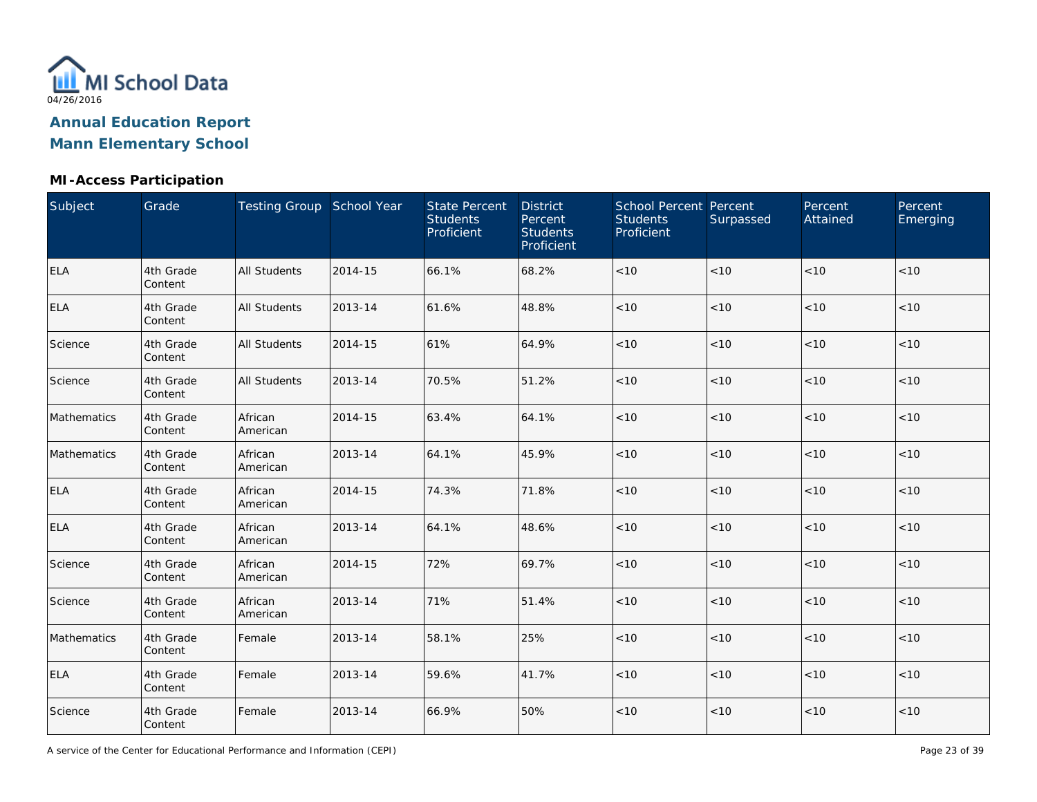MI School Data
04/26/2016

# Annual Education Report
# Mann Elementary School

## MI-Access Participation

| Subject | Grade | Testing Group | School Year | State Percent Students Proficient | District Percent Students Proficient | School Percent Students Proficient | Percent Surpassed | Percent Attained | Percent Emerging |
|---|---|---|---|---|---|---|---|---|---|
| ELA | 4th Grade Content | All Students | 2014-15 | 66.1% | 68.2% | <10 | <10 | <10 | <10 |
| ELA | 4th Grade Content | All Students | 2013-14 | 61.6% | 48.8% | <10 | <10 | <10 | <10 |
| Science | 4th Grade Content | All Students | 2014-15 | 61% | 64.9% | <10 | <10 | <10 | <10 |
| Science | 4th Grade Content | All Students | 2013-14 | 70.5% | 51.2% | <10 | <10 | <10 | <10 |
| Mathematics | 4th Grade Content | African American | 2014-15 | 63.4% | 64.1% | <10 | <10 | <10 | <10 |
| Mathematics | 4th Grade Content | African American | 2013-14 | 64.1% | 45.9% | <10 | <10 | <10 | <10 |
| ELA | 4th Grade Content | African American | 2014-15 | 74.3% | 71.8% | <10 | <10 | <10 | <10 |
| ELA | 4th Grade Content | African American | 2013-14 | 64.1% | 48.6% | <10 | <10 | <10 | <10 |
| Science | 4th Grade Content | African American | 2014-15 | 72% | 69.7% | <10 | <10 | <10 | <10 |
| Science | 4th Grade Content | African American | 2013-14 | 71% | 51.4% | <10 | <10 | <10 | <10 |
| Mathematics | 4th Grade Content | Female | 2013-14 | 58.1% | 25% | <10 | <10 | <10 | <10 |
| ELA | 4th Grade Content | Female | 2013-14 | 59.6% | 41.7% | <10 | <10 | <10 | <10 |
| Science | 4th Grade Content | Female | 2013-14 | 66.9% | 50% | <10 | <10 | <10 | <10 |

A service of the Center for Educational Performance and Information (CEPI)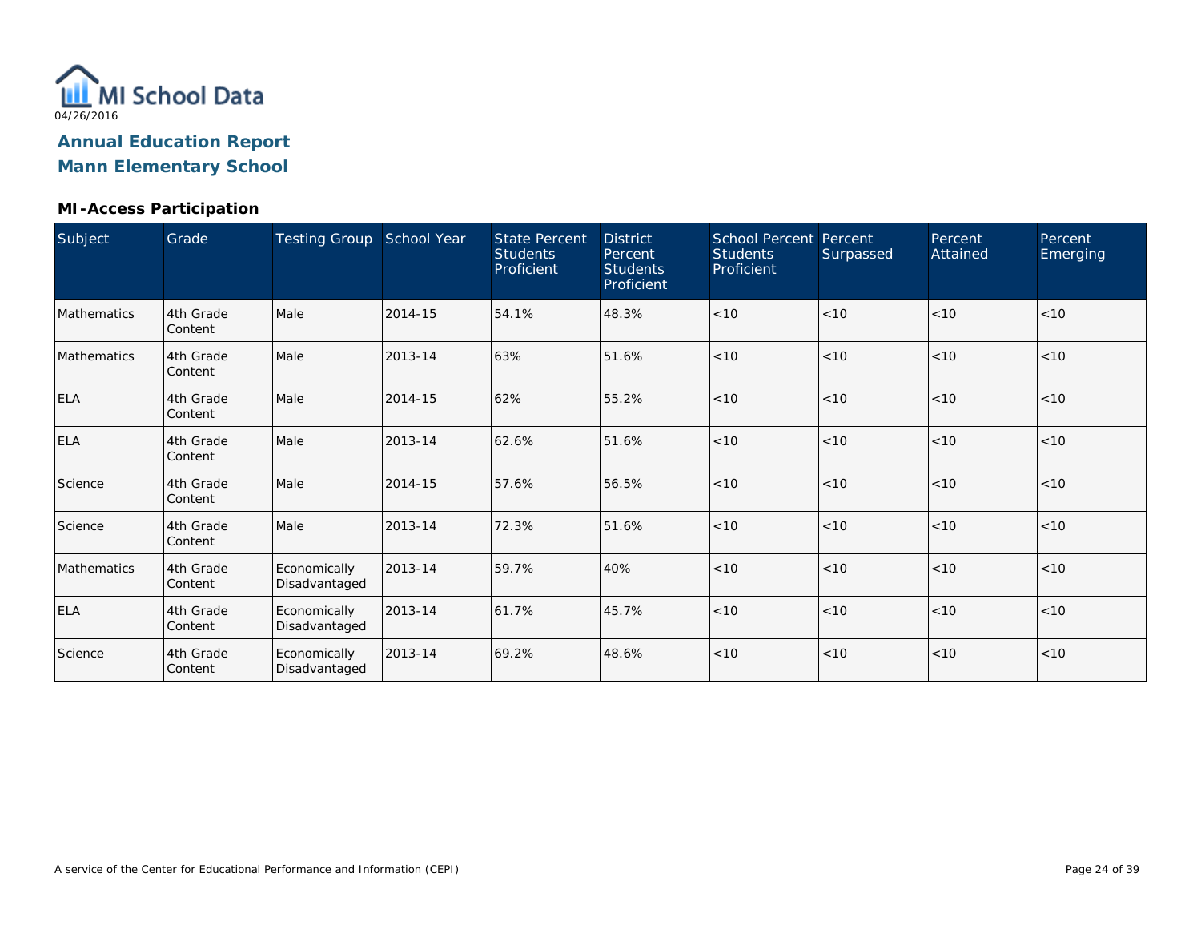MI School Data

04/26/2016

## Annual Education Report
## Mann Elementary School

### MI-Access Participation

| Subject | Grade | Testing Group | School Year | State Percent Students Proficient | District Percent Students Proficient | School Percent Students Proficient | Percent Surpassed | Percent Attained | Percent Emerging |
|---|---|---|---|---|---|---|---|---|---|
| Mathematics | 4th Grade Content | Male | 2014-15 | 54.1% | 48.3% | <10 | <10 | <10 | <10 |
| Mathematics | 4th Grade Content | Male | 2013-14 | 63% | 51.6% | <10 | <10 | <10 | <10 |
| ELA | 4th Grade Content | Male | 2014-15 | 62% | 55.2% | <10 | <10 | <10 | <10 |
| ELA | 4th Grade Content | Male | 2013-14 | 62.6% | 51.6% | <10 | <10 | <10 | <10 |
| Science | 4th Grade Content | Male | 2014-15 | 57.6% | 56.5% | <10 | <10 | <10 | <10 |
| Science | 4th Grade Content | Male | 2013-14 | 72.3% | 51.6% | <10 | <10 | <10 | <10 |
| Mathematics | 4th Grade Content | Economically Disadvantaged | 2013-14 | 59.7% | 40% | <10 | <10 | <10 | <10 |
| ELA | 4th Grade Content | Economically Disadvantaged | 2013-14 | 61.7% | 45.7% | <10 | <10 | <10 | <10 |
| Science | 4th Grade Content | Economically Disadvantaged | 2013-14 | 69.2% | 48.6% | <10 | <10 | <10 | <10 |

A service of the Center for Educational Performance and Information (CEPI)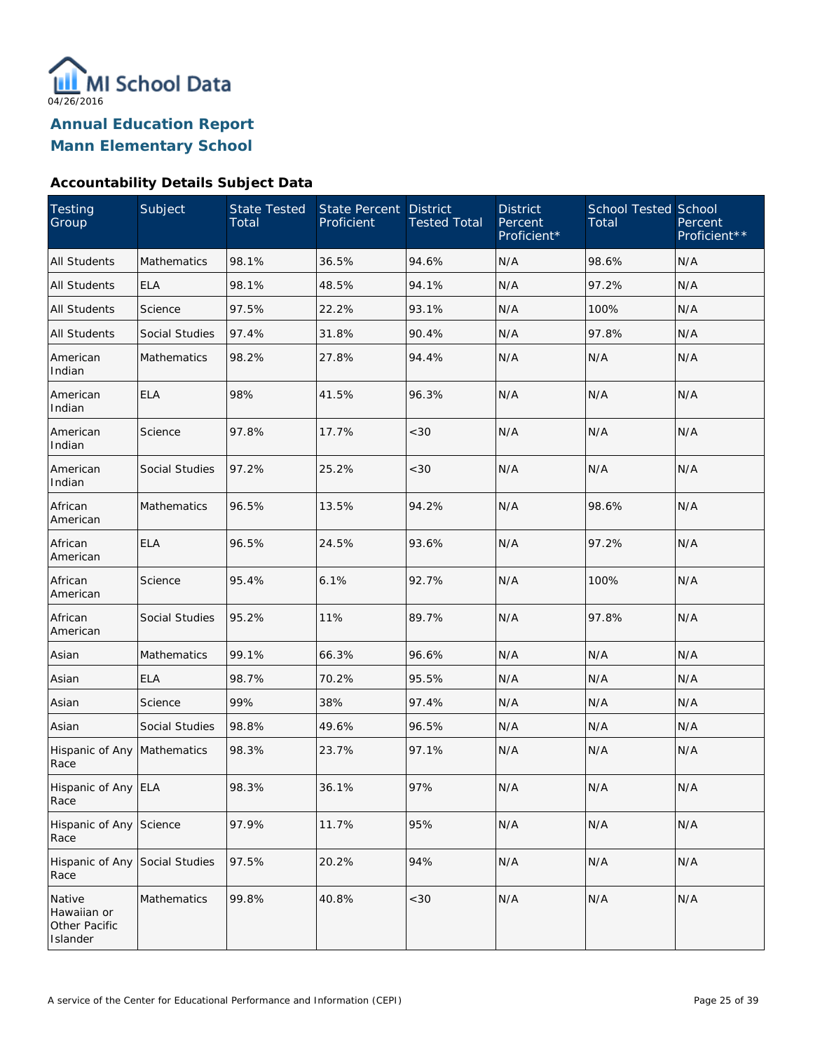MI School Data

04/26/2016

# Annual Education Report
# Mann Elementary School

### Accountability Details Subject Data

| Testing Group | Subject | State Tested Total | State Percent Proficient | District Tested Total | District Percent Proficient* | School Tested Total | School Percent Proficient** |
|---|---|---|---|---|---|---|---|
| All Students | Mathematics | 98.1% | 36.5% | 94.6% | N/A | 98.6% | N/A |
| All Students | ELA | 98.1% | 48.5% | 94.1% | N/A | 97.2% | N/A |
| All Students | Science | 97.5% | 22.2% | 93.1% | N/A | 100% | N/A |
| All Students | Social Studies | 97.4% | 31.8% | 90.4% | N/A | 97.8% | N/A |
| American Indian | Mathematics | 98.2% | 27.8% | 94.4% | N/A | N/A | N/A |
| American Indian | ELA | 98% | 41.5% | 96.3% | N/A | N/A | N/A |
| American Indian | Science | 97.8% | 17.7% | <30 | N/A | N/A | N/A |
| American Indian | Social Studies | 97.2% | 25.2% | <30 | N/A | N/A | N/A |
| African American | Mathematics | 96.5% | 13.5% | 94.2% | N/A | 98.6% | N/A |
| African American | ELA | 96.5% | 24.5% | 93.6% | N/A | 97.2% | N/A |
| African American | Science | 95.4% | 6.1% | 92.7% | N/A | 100% | N/A |
| African American | Social Studies | 95.2% | 11% | 89.7% | N/A | 97.8% | N/A |
| Asian | Mathematics | 99.1% | 66.3% | 96.6% | N/A | N/A | N/A |
| Asian | ELA | 98.7% | 70.2% | 95.5% | N/A | N/A | N/A |
| Asian | Science | 99% | 38% | 97.4% | N/A | N/A | N/A |
| Asian | Social Studies | 98.8% | 49.6% | 96.5% | N/A | N/A | N/A |
| Hispanic of Any Race | Mathematics | 98.3% | 23.7% | 97.1% | N/A | N/A | N/A |
| Hispanic of Any Race | ELA | 98.3% | 36.1% | 97% | N/A | N/A | N/A |
| Hispanic of Any Race | Science | 97.9% | 11.7% | 95% | N/A | N/A | N/A |
| Hispanic of Any Race | Social Studies | 97.5% | 20.2% | 94% | N/A | N/A | N/A |
| Native Hawaiian or Other Pacific Islander | Mathematics | 99.8% | 40.8% | <30 | N/A | N/A | N/A |

A service of the Center for Educational Performance and Information (CEPI)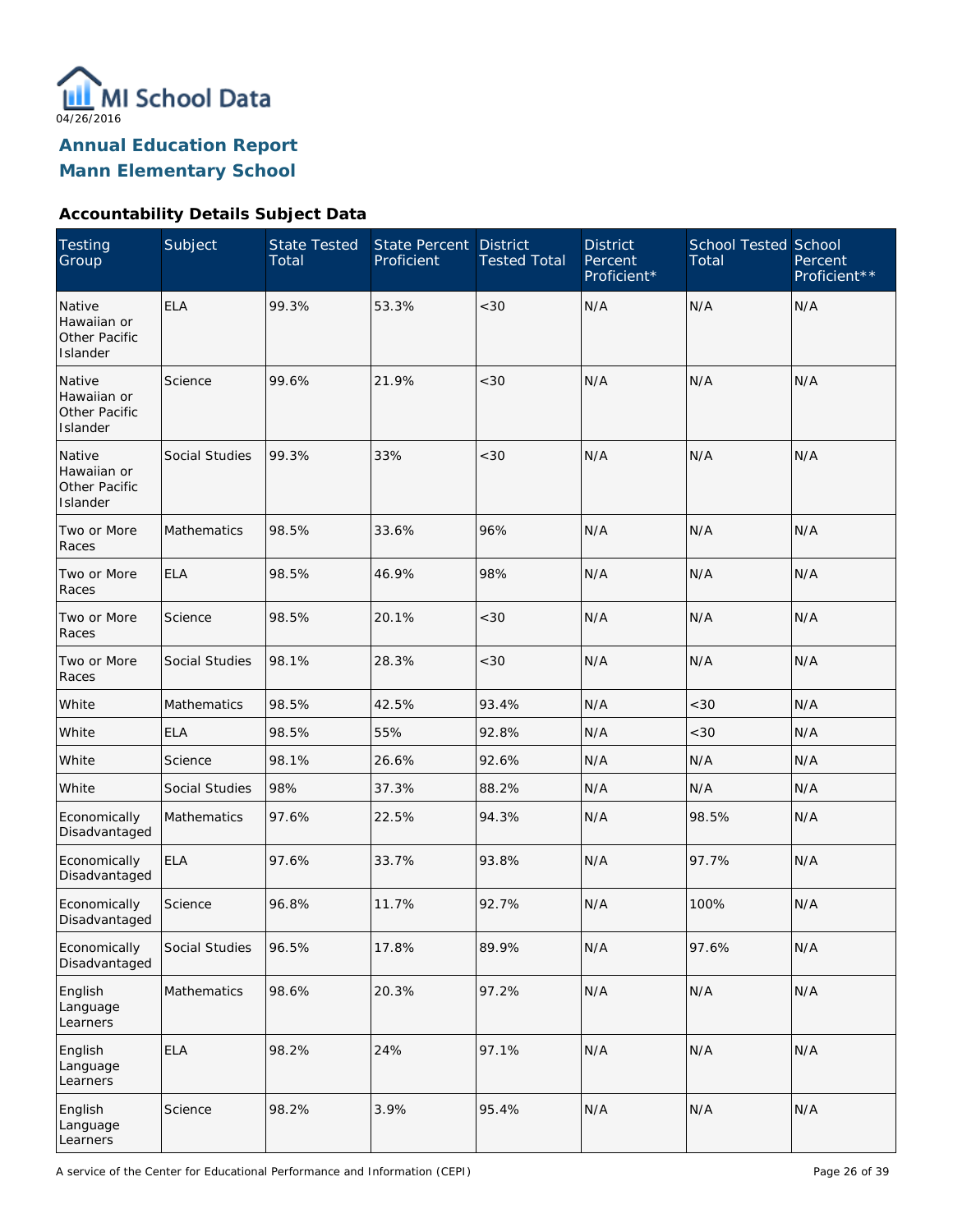04/26/2016

## Annual Education Report
## Mann Elementary School

### Accountability Details Subject Data

| Testing Group | Subject | State Tested Total | State Percent Proficient | District Tested Total | District Percent Proficient* | School Tested Total | School Percent Proficient** |
|---|---|---|---|---|---|---|---|
| Native Hawaiian or Other Pacific Islander | ELA | 99.3% | 53.3% | <30 | N/A | N/A | N/A |
| Native Hawaiian or Other Pacific Islander | Science | 99.6% | 21.9% | <30 | N/A | N/A | N/A |
| Native Hawaiian or Other Pacific Islander | Social Studies | 99.3% | 33% | <30 | N/A | N/A | N/A |
| Two or More Races | Mathematics | 98.5% | 33.6% | 96% | N/A | N/A | N/A |
| Two or More Races | ELA | 98.5% | 46.9% | 98% | N/A | N/A | N/A |
| Two or More Races | Science | 98.5% | 20.1% | <30 | N/A | N/A | N/A |
| Two or More Races | Social Studies | 98.1% | 28.3% | <30 | N/A | N/A | N/A |
| White | Mathematics | 98.5% | 42.5% | 93.4% | N/A | <30 | N/A |
| White | ELA | 98.5% | 55% | 92.8% | N/A | <30 | N/A |
| White | Science | 98.1% | 26.6% | 92.6% | N/A | N/A | N/A |
| White | Social Studies | 98% | 37.3% | 88.2% | N/A | N/A | N/A |
| Economically Disadvantaged | Mathematics | 97.6% | 22.5% | 94.3% | N/A | 98.5% | N/A |
| Economically Disadvantaged | ELA | 97.6% | 33.7% | 93.8% | N/A | 97.7% | N/A |
| Economically Disadvantaged | Science | 96.8% | 11.7% | 92.7% | N/A | 100% | N/A |
| Economically Disadvantaged | Social Studies | 96.5% | 17.8% | 89.9% | N/A | 97.6% | N/A |
| English Language Learners | Mathematics | 98.6% | 20.3% | 97.2% | N/A | N/A | N/A |
| English Language Learners | ELA | 98.2% | 24% | 97.1% | N/A | N/A | N/A |
| English Language Learners | Science | 98.2% | 3.9% | 95.4% | N/A | N/A | N/A |

A service of the Center for Educational Performance and Information (CEPI)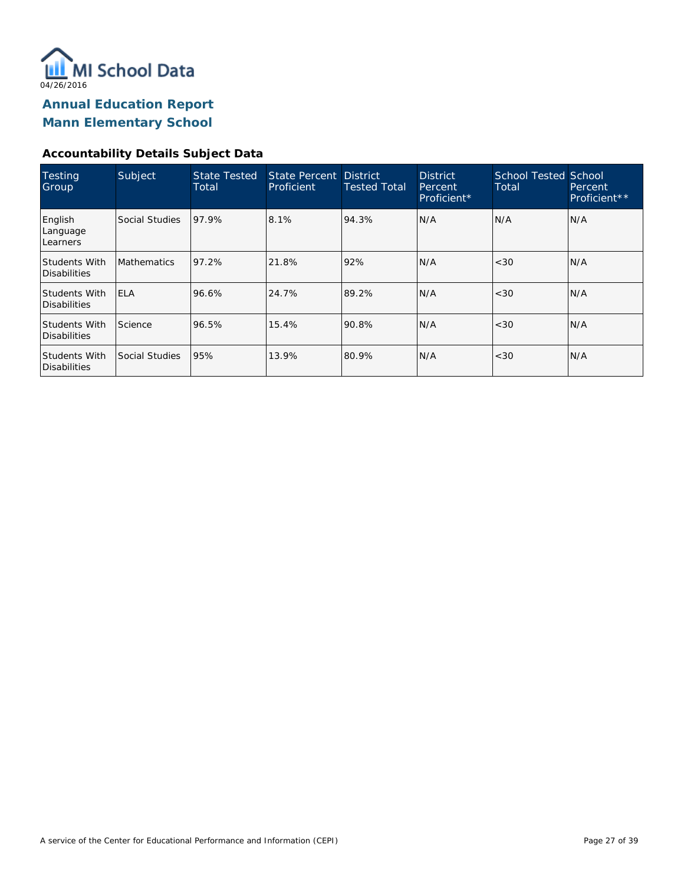MI School Data

04/26/2016

## Annual Education Report
## Mann Elementary School

### Accountability Details Subject Data

| Testing Group | Subject | State Tested Total | State Percent Proficient | District Tested Total | District Percent Proficient* | School Tested Total | School Percent Proficient** |
|---|---|---|---|---|---|---|---|
| English Language Learners | Social Studies | 97.9% | 8.1% | 94.3% | N/A | N/A | N/A |
| Students With Disabilities | Mathematics | 97.2% | 21.8% | 92% | N/A | <30 | N/A |
| Students With Disabilities | ELA | 96.6% | 24.7% | 89.2% | N/A | <30 | N/A |
| Students With Disabilities | Science | 96.5% | 15.4% | 90.8% | N/A | <30 | N/A |
| Students With Disabilities | Social Studies | 95% | 13.9% | 80.9% | N/A | <30 | N/A |

A service of the Center for Educational Performance and Information (CEPI)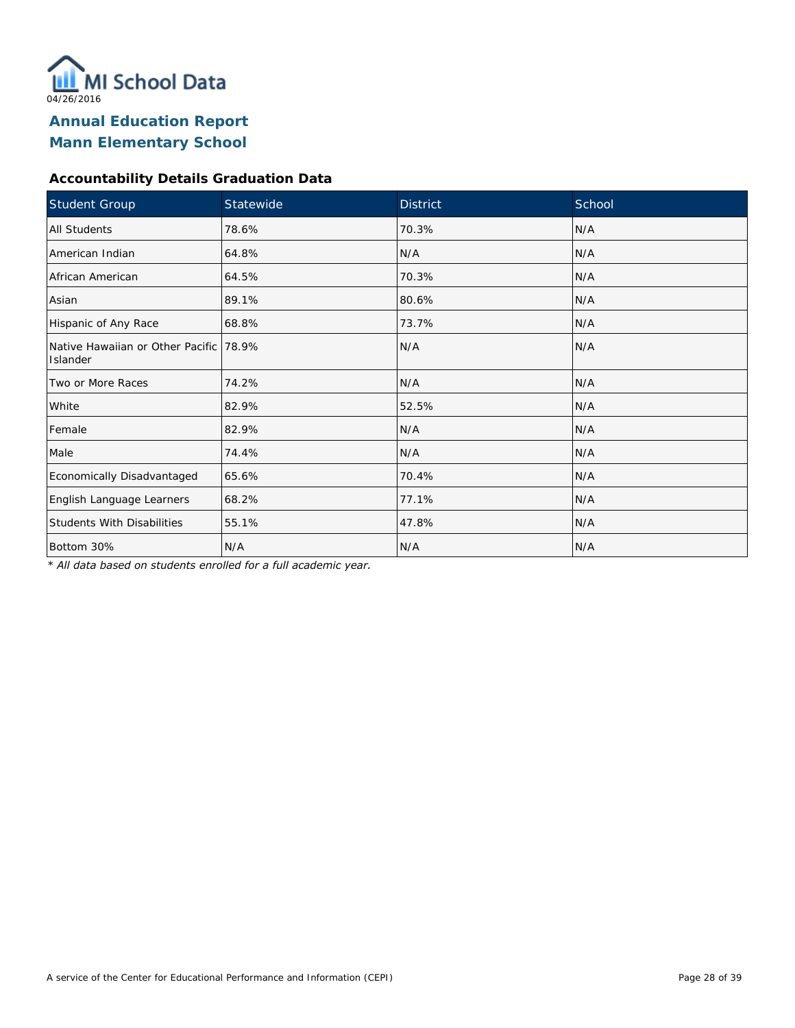MI School Data
04/26/2016

# Annual Education Report
# Mann Elementary School

### Accountability Details Graduation Data

| Student Group | Statewide | District | School |
|---|---|---|---|
| All Students | 78.6% | 70.3% | N/A |
| American Indian | 64.8% | N/A | N/A |
| African American | 64.5% | 70.3% | N/A |
| Asian | 89.1% | 80.6% | N/A |
| Hispanic of Any Race | 68.8% | 73.7% | N/A |
| Native Hawaiian or Other Pacific Islander | 78.9% | N/A | N/A |
| Two or More Races | 74.2% | N/A | N/A |
| White | 82.9% | 52.5% | N/A |
| Female | 82.9% | N/A | N/A |
| Male | 74.4% | N/A | N/A |
| Economically Disadvantaged | 65.6% | 70.4% | N/A |
| English Language Learners | 68.2% | 77.1% | N/A |
| Students With Disabilities | 55.1% | 47.8% | N/A |
| Bottom 30% | N/A | N/A | N/A |

*\* All data based on students enrolled for a full academic year.*

A service of the Center for Educational Performance and Information (CEPI)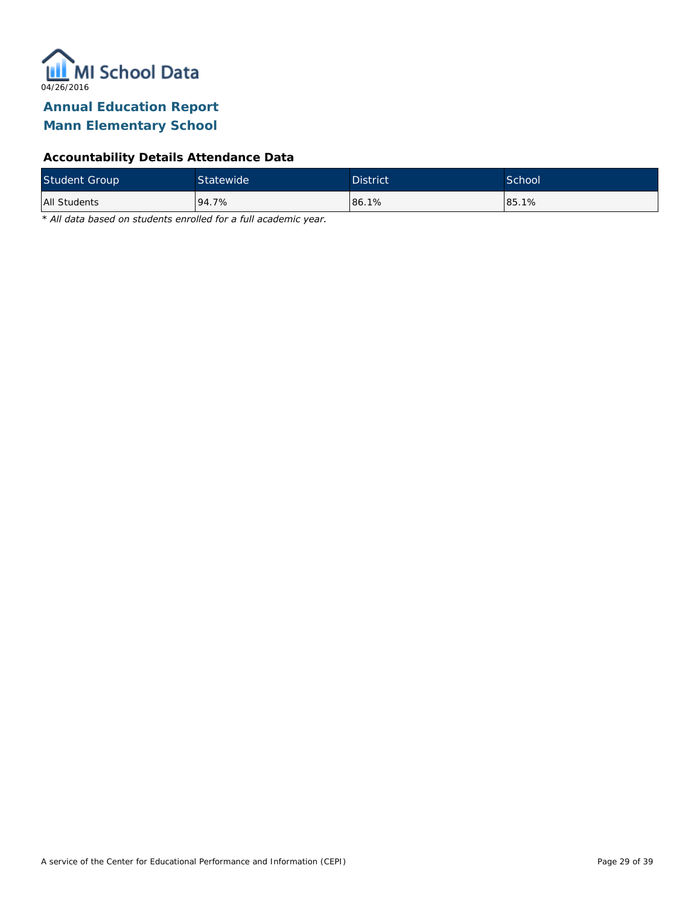04/26/2016

# Annual Education Report
# Mann Elementary School

### Accountability Details Attendance Data

| Student Group | Statewide | District | School |
| --- | --- | --- | --- |
| All Students | 94.7% | 86.1% | 85.1% |

*\* All data based on students enrolled for a full academic year.*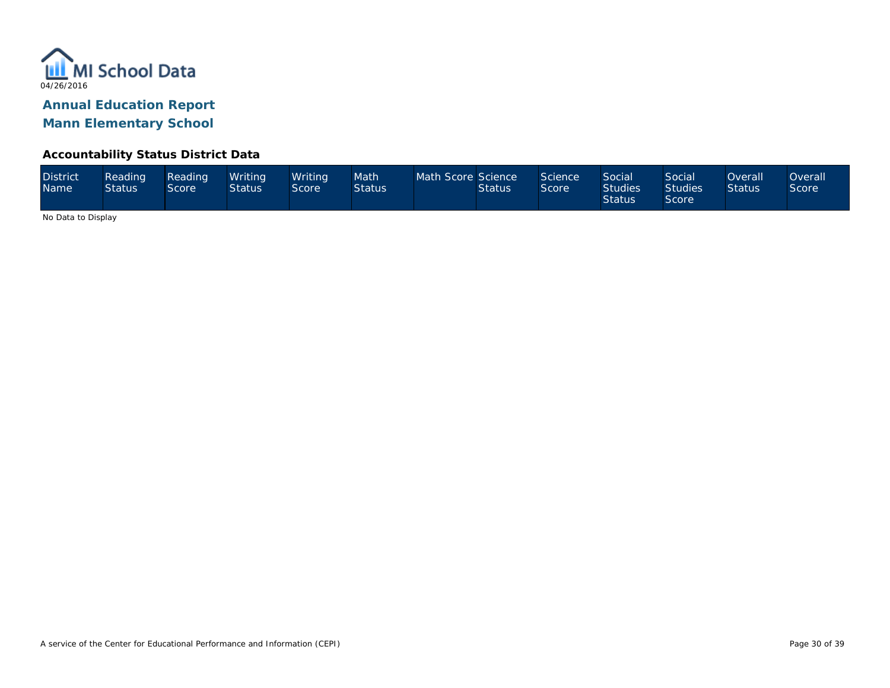# Annual Education Report

## Mann Elementary School

### Accountability Status District Data

| District Name | Reading Status | Reading Score | Writing Status | Writing Score | Math Status | Math Score | Science Status | Science Score | Social Studies Status | Social Studies Score | Overall Status | Overall Score |
|---|---|---|---|---|---|---|---|---|---|---|---|---|

No Data to Display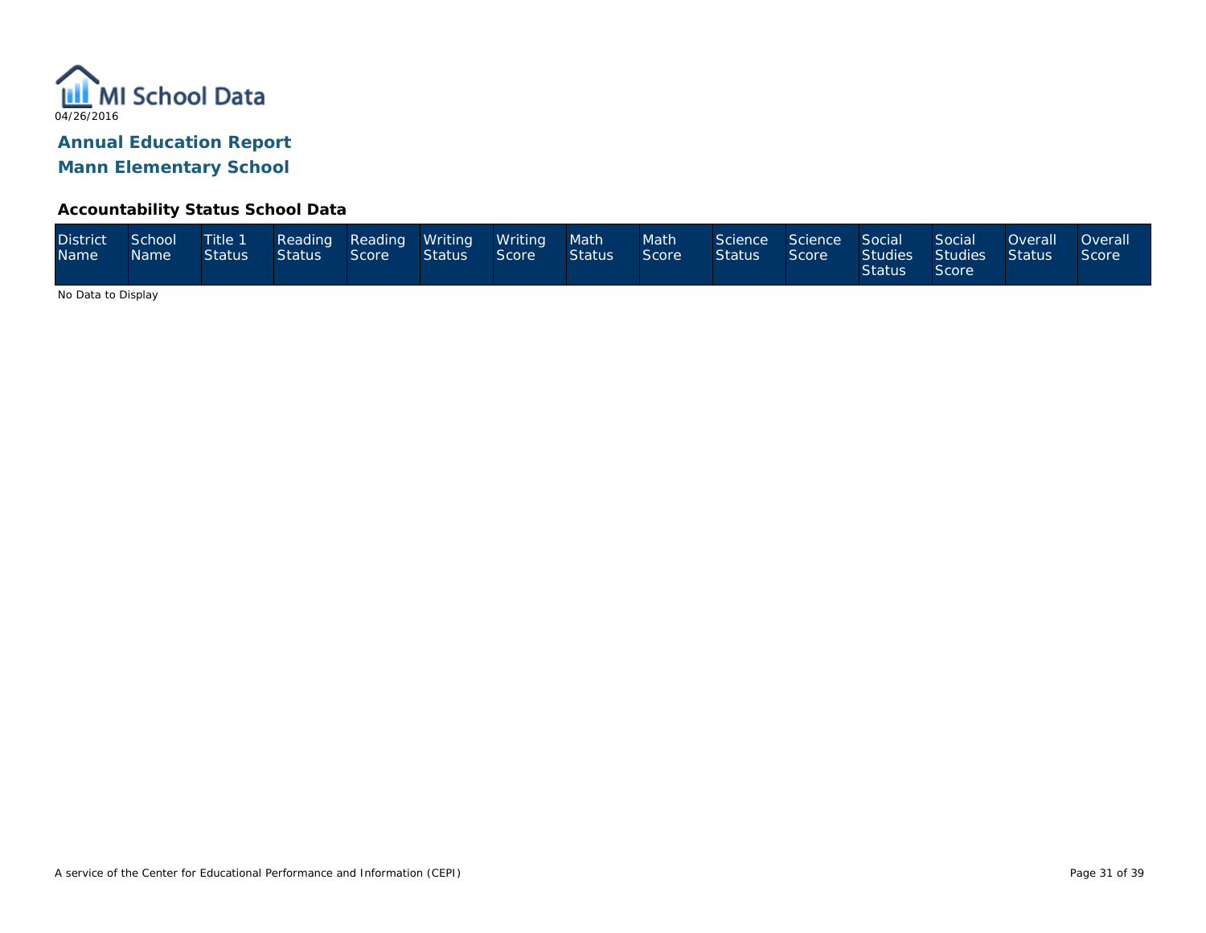MI School Data

04/26/2016

## Annual Education Report

## Mann Elementary School

### Accountability Status School Data

| District Name | School Name | Title 1 Status | Reading Status | Reading Score | Writing Status | Writing Score | Math Status | Math Score | Science Status | Science Score | Social Studies Status | Social Studies Score | Overall Status | Overall Score |
|---|---|---|---|---|---|---|---|---|---|---|---|---|---|---|

No Data to Display

A service of the Center for Educational Performance and Information (CEPI)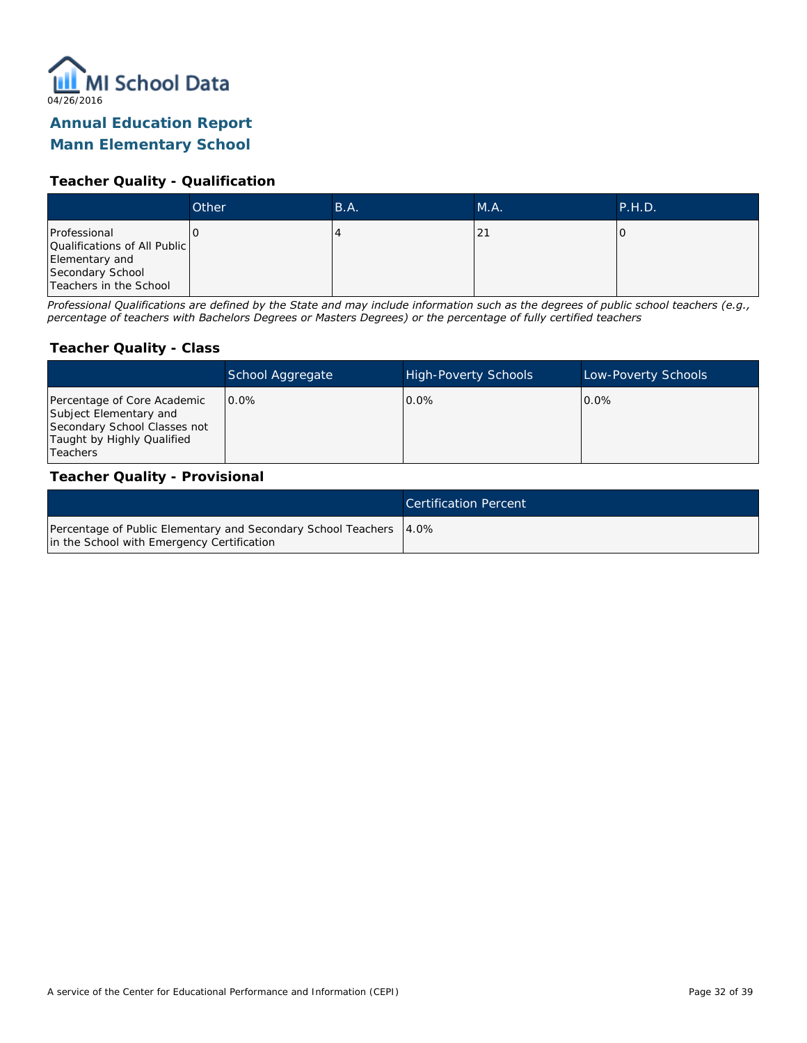MI School Data

04/26/2016

# Annual Education Report
# Mann Elementary School

### Teacher Quality - Qualification

| | Other | B.A. | M.A. | P.H.D. |
|---|---|---|---|---|
| Professional Qualifications of All Public Elementary and Secondary School Teachers in the School | 0 | 4 | 21 | 0 |

*Professional Qualifications are defined by the State and may include information such as the degrees of public school teachers (e.g., percentage of teachers with Bachelors Degrees or Masters Degrees) or the percentage of fully certified teachers*

### Teacher Quality - Class

| | School Aggregate | High-Poverty Schools | Low-Poverty Schools |
|---|---|---|---|
| Percentage of Core Academic Subject Elementary and Secondary School Classes not Taught by Highly Qualified Teachers | 0.0% | 0.0% | 0.0% |

### Teacher Quality - Provisional

| | Certification Percent |
|---|---|
| Percentage of Public Elementary and Secondary School Teachers in the School with Emergency Certification | 4.0% |

A service of the Center for Educational Performance and Information (CEPI)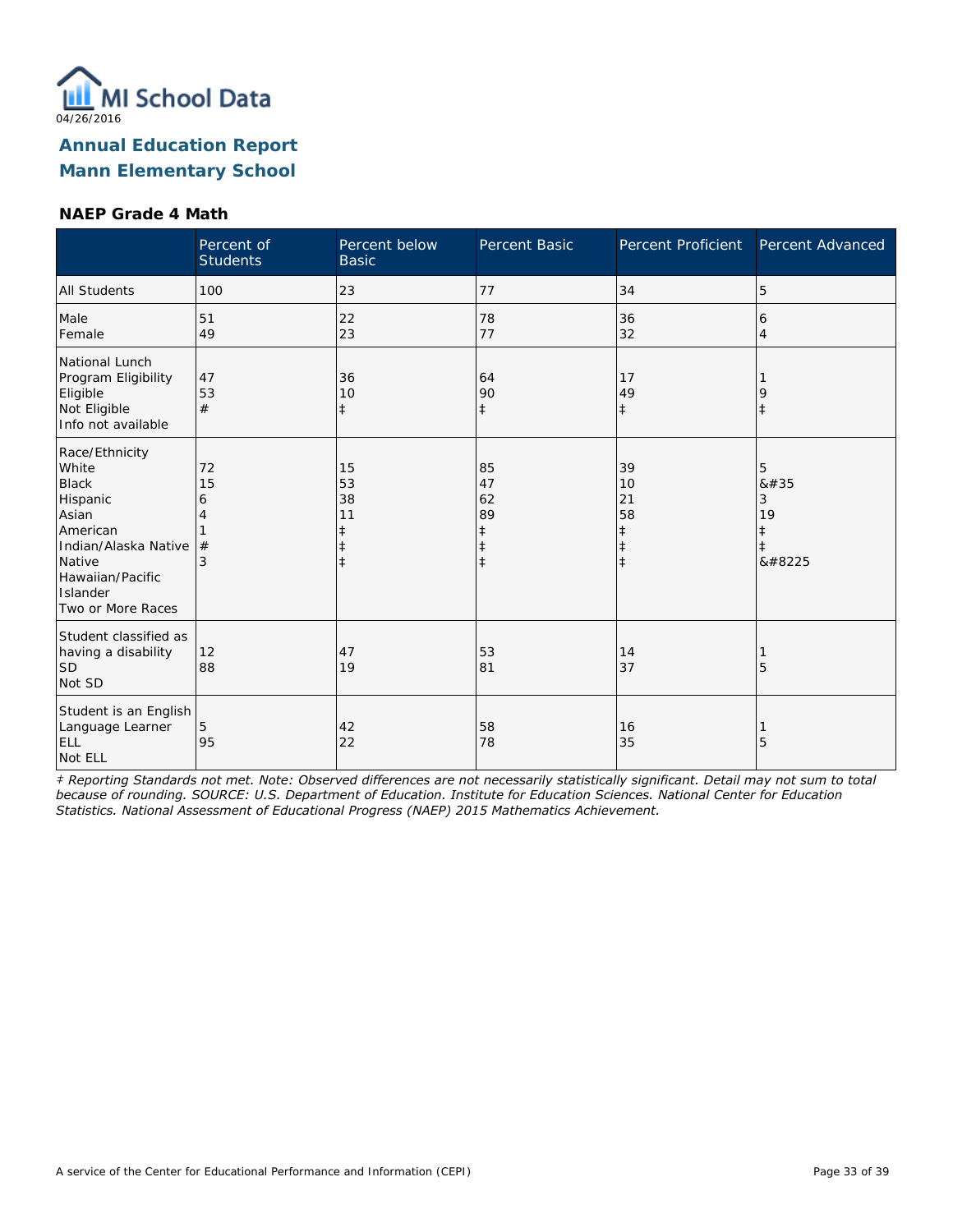MI School Data

04/26/2016

## Annual Education Report
## Mann Elementary School

### NAEP Grade 4 Math

| | Percent of Students | Percent below Basic | Percent Basic | Percent Proficient | Percent Advanced |
|---|---|---|---|---|---|
| All Students | 100 | 23 | 77 | 34 | 5 |
| Male<br>Female | 51<br>49 | 22<br>23 | 78<br>77 | 36<br>32 | 6<br>4 |
| National Lunch Program Eligibility<br>Eligible<br>Not Eligible<br>Info not available | 47<br>53<br># | 36<br>10<br>‡ | 64<br>90<br>‡ | 17<br>49<br>‡ | 1<br>9<br>‡ |
| Race/Ethnicity<br>White<br>Black<br>Hispanic<br>Asian<br>American Indian/Alaska Native<br>Native Hawaiian/Pacific Islander<br>Two or More Races | 72<br>15<br>6<br>4<br>1<br>#<br>3 | 15<br>53<br>38<br>11<br>‡<br>‡<br>‡ | 85<br>47<br>62<br>89<br>‡<br>‡<br>‡ | 39<br>10<br>21<br>58<br>‡<br>‡<br>‡ | 5<br>&#35<br>3<br>19<br>‡<br>‡<br>&#8225 |
| Student classified as having a disability<br>SD<br>Not SD | 12<br>88 | 47<br>19 | 53<br>81 | 14<br>37 | 1<br>5 |
| Student is an English Language Learner<br>ELL<br>Not ELL | 5<br>95 | 42<br>22 | 58<br>78 | 16<br>35 | 1<br>5 |

*‡ Reporting Standards not met. Note: Observed differences are not necessarily statistically significant. Detail may not sum to total because of rounding. SOURCE: U.S. Department of Education. Institute for Education Sciences. National Center for Education Statistics. National Assessment of Educational Progress (NAEP) 2015 Mathematics Achievement.*

A service of the Center for Educational Performance and Information (CEPI)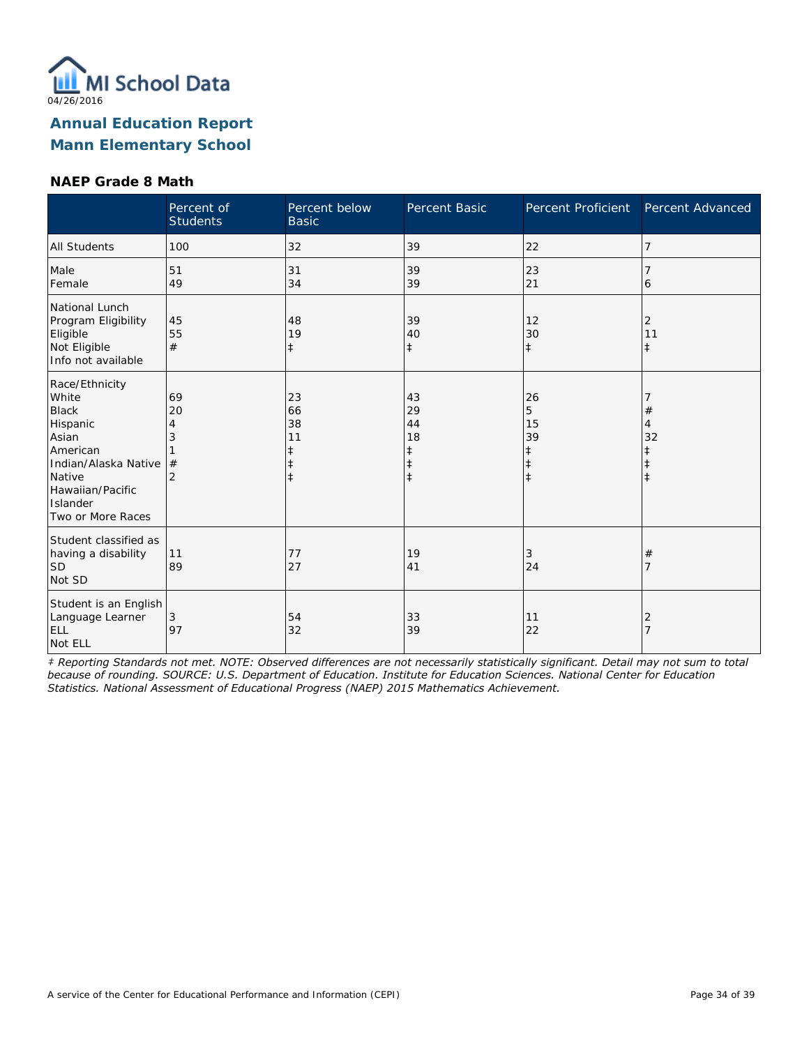MI School Data
04/26/2016

# Annual Education Report
# Mann Elementary School

### NAEP Grade 8 Math

| | Percent of Students | Percent below Basic | Percent Basic | Percent Proficient | Percent Advanced |
|---|---|---|---|---|---|
| All Students | 100 | 32 | 39 | 22 | 7 |
| Male | 51 | 31 | 39 | 23 | 7 |
| Female | 49 | 34 | 39 | 21 | 6 |
| National Lunch Program Eligibility | | | | | |
| Eligible | 45 | 48 | 39 | 12 | 2 |
| Not Eligible | 55 | 19 | 40 | 30 | 11 |
| Info not available | # | ‡ | ‡ | ‡ | ‡ |
| Race/Ethnicity | | | | | |
| White | 69 | 23 | 43 | 26 | 7 |
| Black | 20 | 66 | 29 | 5 | # |
| Hispanic | 4 | 38 | 44 | 15 | 4 |
| Asian | 3 | 11 | 18 | 39 | 32 |
| American Indian/Alaska Native | 1 | ‡ | ‡ | ‡ | ‡ |
| Native Hawaiian/Pacific Islander | # | ‡ | ‡ | ‡ | ‡ |
| Two or More Races | 2 | ‡ | ‡ | ‡ | ‡ |
| Student classified as having a disability | | | | | |
| SD | 11 | 77 | 19 | 3 | # |
| Not SD | 89 | 27 | 41 | 24 | 7 |
| Student is an English Language Learner | | | | | |
| ELL | 3 | 54 | 33 | 11 | 2 |
| Not ELL | 97 | 32 | 39 | 22 | 7 |

*‡ Reporting Standards not met. NOTE: Observed differences are not necessarily statistically significant. Detail may not sum to total because of rounding. SOURCE: U.S. Department of Education. Institute for Education Sciences. National Center for Education Statistics. National Assessment of Educational Progress (NAEP) 2015 Mathematics Achievement.*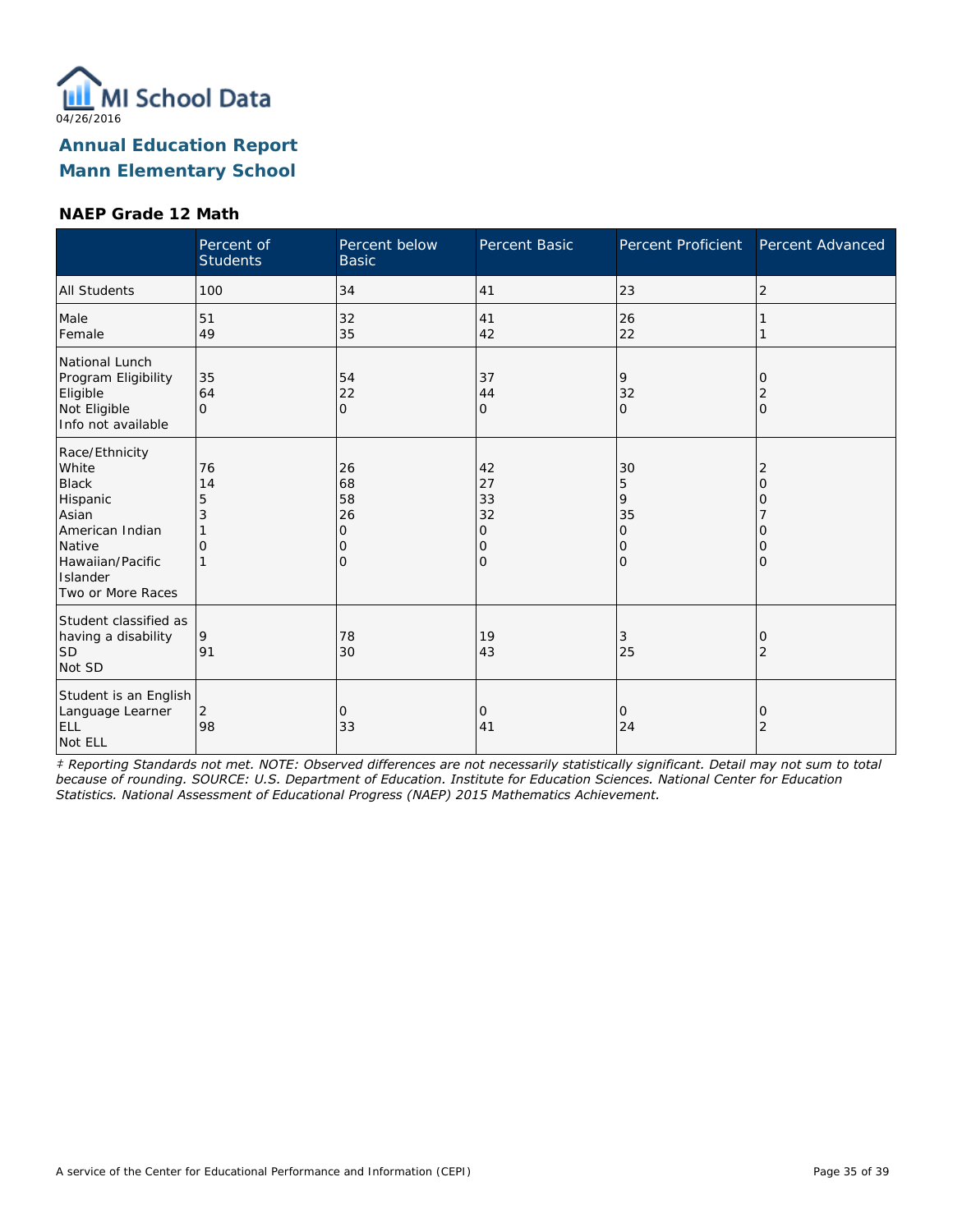04/26/2016

# Annual Education Report
# Mann Elementary School

### NAEP Grade 12 Math

| | Percent of Students | Percent below Basic | Percent Basic | Percent Proficient | Percent Advanced |
|---|---|---|---|---|---|
| All Students | 100 | 34 | 41 | 23 | 2 |
| Male | 51 | 32 | 41 | 26 | 1 |
| Female | 49 | 35 | 42 | 22 | 1 |
| National Lunch Program Eligibility | | | | | |
| Eligible | 35 | 54 | 37 | 9 | 0 |
| Not Eligible | 64 | 22 | 44 | 32 | 2 |
| Info not available | 0 | 0 | 0 | 0 | 0 |
| Race/Ethnicity | | | | | |
| White | 76 | 26 | 42 | 30 | 2 |
| Black | 14 | 68 | 27 | 5 | 0 |
| Hispanic | 5 | 58 | 33 | 9 | 0 |
| Asian | 3 | 26 | 32 | 35 | 7 |
| American Indian | 1 | 0 | 0 | 0 | 0 |
| Native Hawaiian/Pacific Islander | 0 | 0 | 0 | 0 | 0 |
| Two or More Races | 1 | 0 | 0 | 0 | 0 |
| Student classified as having a disability | | | | | |
| SD | 9 | 78 | 19 | 3 | 0 |
| Not SD | 91 | 30 | 43 | 25 | 2 |
| Student is an English Language Learner | | | | | |
| ELL | 2 | 0 | 0 | 0 | 0 |
| Not ELL | 98 | 33 | 41 | 24 | 2 |

*‡ Reporting Standards not met. NOTE: Observed differences are not necessarily statistically significant. Detail may not sum to total because of rounding. SOURCE: U.S. Department of Education. Institute for Education Sciences. National Center for Education Statistics. National Assessment of Educational Progress (NAEP) 2015 Mathematics Achievement.*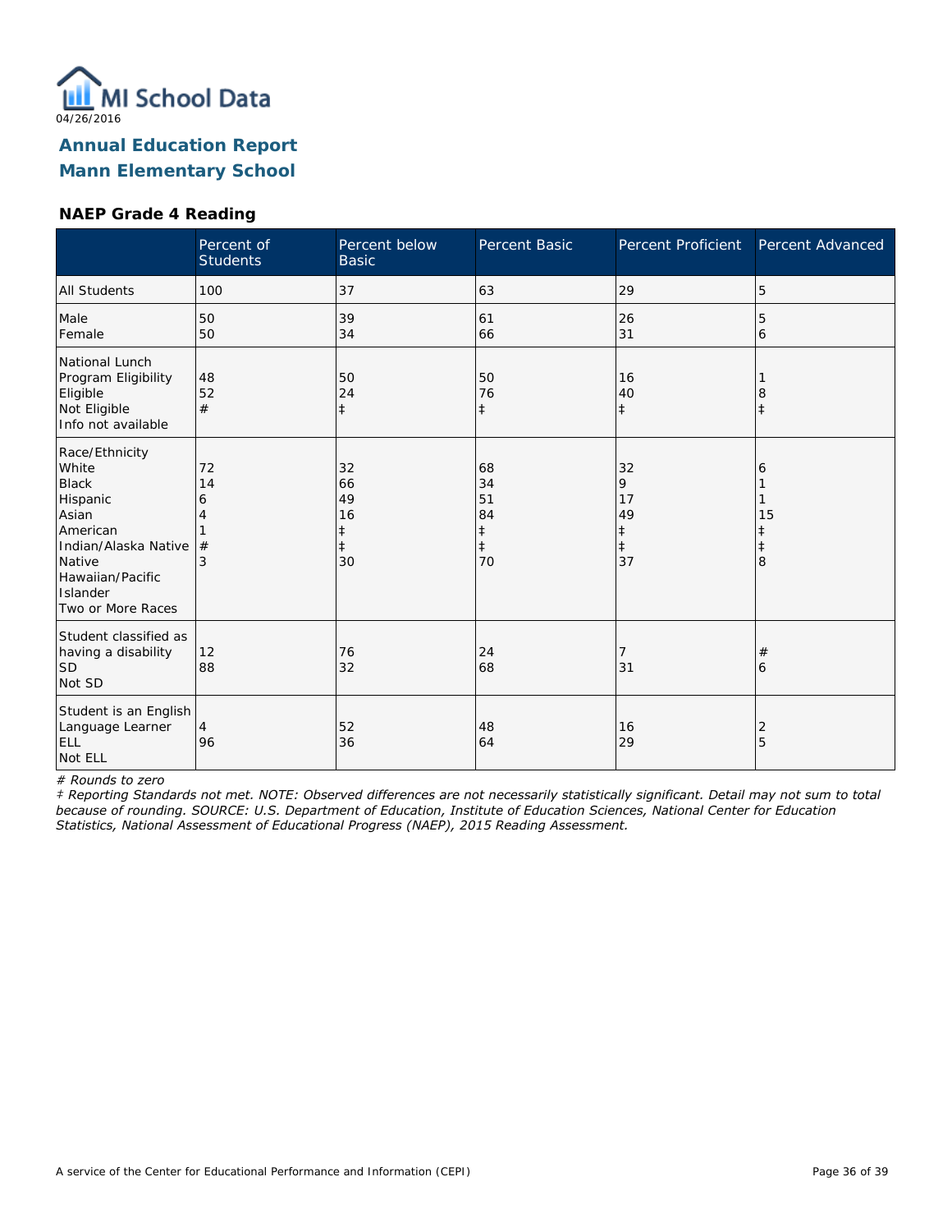MI School Data
04/26/2016

## Annual Education Report
## Mann Elementary School

### NAEP Grade 4 Reading

| | Percent of Students | Percent below Basic | Percent Basic | Percent Proficient | Percent Advanced |
|---|---|---|---|---|---|
| All Students | 100 | 37 | 63 | 29 | 5 |
| Male | 50 | 39 | 61 | 26 | 5 |
| Female | 50 | 34 | 66 | 31 | 6 |
| **National Lunch Program Eligibility** | | | | | |
| Eligible | 48 | 50 | 50 | 16 | 1 |
| Not Eligible | 52 | 24 | 76 | 40 | 8 |
| Info not available | # | ‡ | ‡ | ‡ | ‡ |
| **Race/Ethnicity** | | | | | |
| White | 72 | 32 | 68 | 32 | 6 |
| Black | 14 | 66 | 34 | 9 | 1 |
| Hispanic | 6 | 49 | 51 | 17 | 1 |
| Asian | 4 | 16 | 84 | 49 | 15 |
| American Indian/Alaska Native | 1 | ‡ | ‡ | ‡ | ‡ |
| Native Hawaiian/Pacific Islander | # | ‡ | ‡ | ‡ | ‡ |
| Two or More Races | 3 | 30 | 70 | 37 | 8 |
| **Student classified as having a disability** | | | | | |
| SD | 12 | 76 | 24 | 7 | # |
| Not SD | 88 | 32 | 68 | 31 | 6 |
| **Student is an English Language Learner** | | | | | |
| ELL | 4 | 52 | 48 | 16 | 2 |
| Not ELL | 96 | 36 | 64 | 29 | 5 |

*# Rounds to zero*

*‡ Reporting Standards not met. NOTE: Observed differences are not necessarily statistically significant. Detail may not sum to total because of rounding. SOURCE: U.S. Department of Education, Institute of Education Sciences, National Center for Education Statistics, National Assessment of Educational Progress (NAEP), 2015 Reading Assessment.*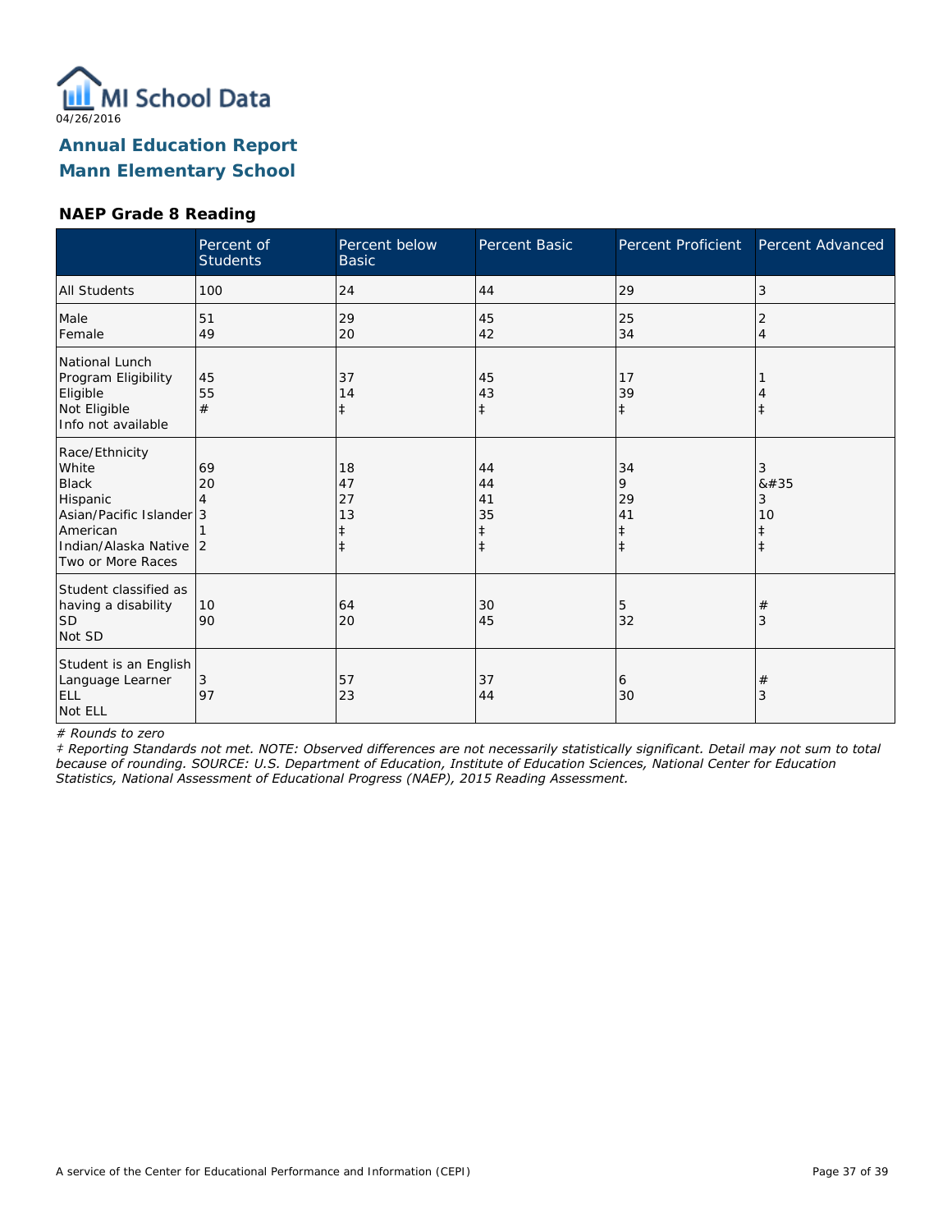MI School Data
04/26/2016

# Annual Education Report
# Mann Elementary School

### NAEP Grade 8 Reading

| | Percent of Students | Percent below Basic | Percent Basic | Percent Proficient | Percent Advanced |
|---|---|---|---|---|---|
| All Students | 100 | 24 | 44 | 29 | 3 |
| Male | 51 | 29 | 45 | 25 | 2 |
| Female | 49 | 20 | 42 | 34 | 4 |
| National Lunch Program Eligibility | | | | | |
| Eligible | 45 | 37 | 45 | 17 | 1 |
| Not Eligible | 55 | 14 | 43 | 39 | 4 |
| Info not available | # | ‡ | ‡ | ‡ | ‡ |
| Race/Ethnicity | | | | | |
| White | 69 | 18 | 44 | 34 | 3 |
| Black | 20 | 47 | 44 | 9 | &#35 |
| Hispanic | 4 | 27 | 41 | 29 | 3 |
| Asian/Pacific Islander | 3 | 13 | 35 | 41 | 10 |
| American Indian/Alaska Native | 1 | ‡ | ‡ | ‡ | ‡ |
| Two or More Races | 2 | ‡ | ‡ | ‡ | ‡ |
| Student classified as having a disability | | | | | |
| SD | 10 | 64 | 30 | 5 | # |
| Not SD | 90 | 20 | 45 | 32 | 3 |
| Student is an English Language Learner | | | | | |
| ELL | 3 | 57 | 37 | 6 | # |
| Not ELL | 97 | 23 | 44 | 30 | 3 |

*# Rounds to zero*

*‡ Reporting Standards not met. NOTE: Observed differences are not necessarily statistically significant. Detail may not sum to total because of rounding. SOURCE: U.S. Department of Education, Institute of Education Sciences, National Center for Education Statistics, National Assessment of Educational Progress (NAEP), 2015 Reading Assessment.*

A service of the Center for Educational Performance and Information (CEPI)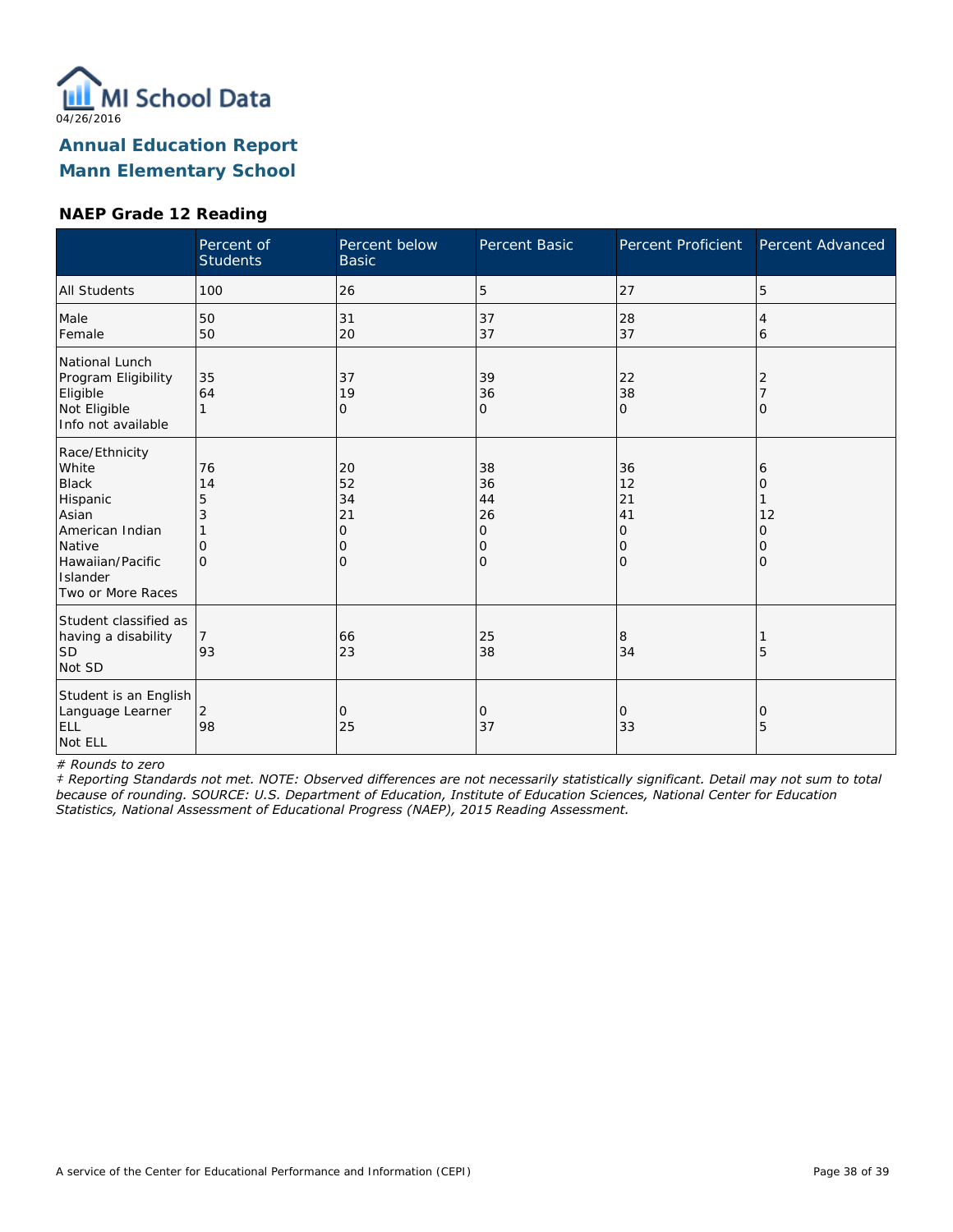04/26/2016

# Annual Education Report
# Mann Elementary School

### NAEP Grade 12 Reading

| | Percent of Students | Percent below Basic | Percent Basic | Percent Proficient | Percent Advanced |
|---|---|---|---|---|---|
| All Students | 100 | 26 | 5 | 27 | 5 |
| Male | 50 | 31 | 37 | 28 | 4 |
| Female | 50 | 20 | 37 | 37 | 6 |
| National Lunch Program Eligibility | | | | | |
| Eligible | 35 | 37 | 39 | 22 | 2 |
| Not Eligible | 64 | 19 | 36 | 38 | 7 |
| Info not available | 1 | 0 | 0 | 0 | 0 |
| Race/Ethnicity | | | | | |
| White | 76 | 20 | 38 | 36 | 6 |
| Black | 14 | 52 | 36 | 12 | 0 |
| Hispanic | 5 | 34 | 44 | 21 | 1 |
| Asian | 3 | 21 | 26 | 41 | 12 |
| American Indian | 1 | 0 | 0 | 0 | 0 |
| Native Hawaiian/Pacific Islander | 0 | 0 | 0 | 0 | 0 |
| Two or More Races | 0 | 0 | 0 | 0 | 0 |
| Student classified as having a disability | | | | | |
| SD | 7 | 66 | 25 | 8 | 1 |
| Not SD | 93 | 23 | 38 | 34 | 5 |
| Student is an English Language Learner | | | | | |
| ELL | 2 | 0 | 0 | 0 | 0 |
| Not ELL | 98 | 25 | 37 | 33 | 5 |

*# Rounds to zero*

*‡ Reporting Standards not met. NOTE: Observed differences are not necessarily statistically significant. Detail may not sum to total because of rounding. SOURCE: U.S. Department of Education, Institute of Education Sciences, National Center for Education Statistics, National Assessment of Educational Progress (NAEP), 2015 Reading Assessment.*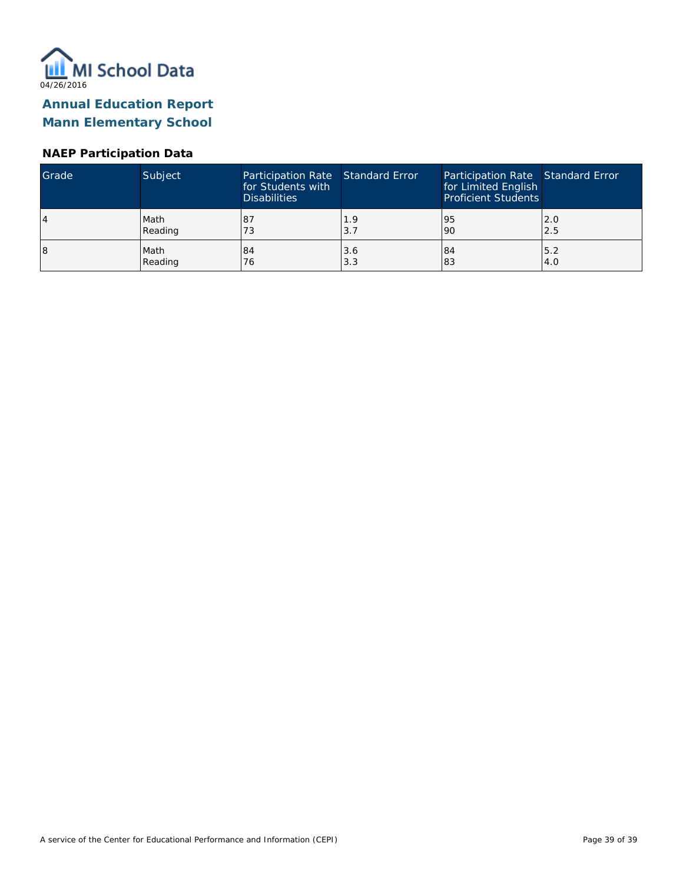MI School Data

04/26/2016

## Annual Education Report
## Mann Elementary School

### NAEP Participation Data

| Grade | Subject | Participation Rate for Students with Disabilities | Standard Error | Participation Rate for Limited English Proficient Students | Standard Error |
|---|---|---|---|---|---|
| 4 | Math<br>Reading | 87<br>73 | 1.9<br>3.7 | 95<br>90 | 2.0<br>2.5 |
| 8 | Math<br>Reading | 84<br>76 | 3.6<br>3.3 | 84<br>83 | 5.2<br>4.0 |

A service of the Center for Educational Performance and Information (CEPI)